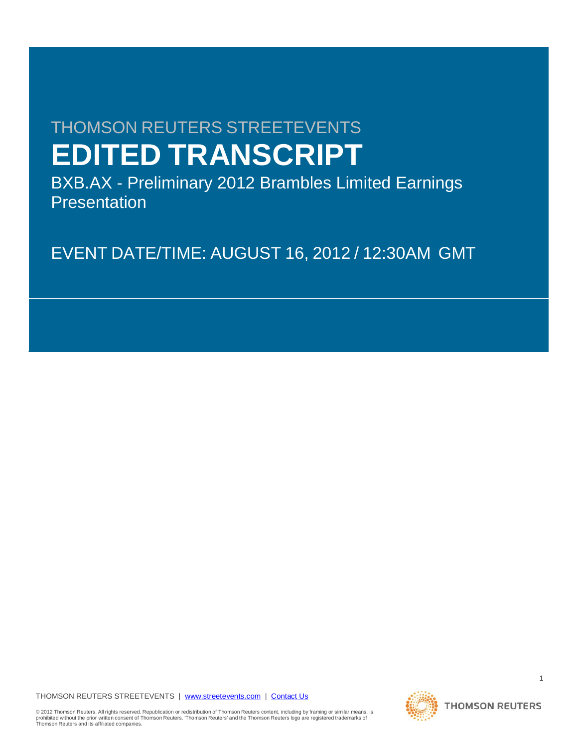THOMSON REUTERS STREETEVENTS

# EDITED TRANSCRIPT

BXB.AX - Preliminary 2012 Brambles Limited Earnings Presentation

EVENT DATE/TIME: AUGUST 16, 2012 / 12:30AM GMT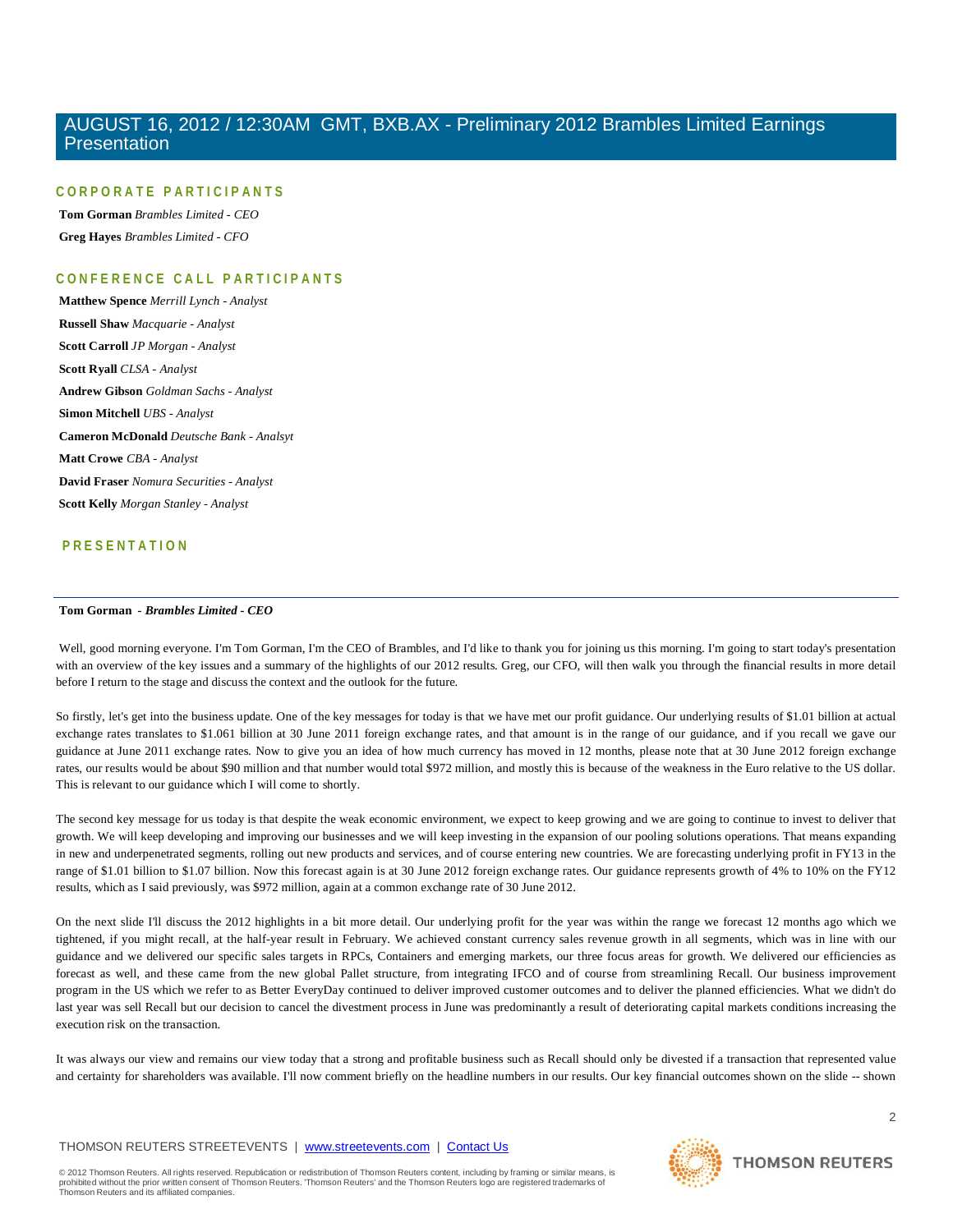# AUGUST 16, 2012 / 12:30AM GMT, BXB.AX - Preliminary 2012 Brambles Limited Earnings Presentation

## CORPORATE PARTICIPANTS

**Tom Gorman** *Brambles Limited - CEO*

**Greg Hayes** *Brambles Limited - CFO*

## CONFERENCE CALL PARTICIPANTS

**Matthew Spence** *Merrill Lynch - Analyst*

**Russell Shaw** *Macquarie - Analyst*

**Scott Carroll** *JP Morgan - Analyst*

**Scott Ryall** *CLSA - Analyst*

**Andrew Gibson** *Goldman Sachs - Analyst*

**Simon Mitchell** *UBS - Analyst*

**Cameron McDonald** *Deutsche Bank - Analsyt*

**Matt Crowe** *CBA - Analyst*

**David Fraser** *Nomura Securities - Analyst*

**Scott Kelly** *Morgan Stanley - Analyst*

## PRESENTATION

---

**Tom Gorman** *- Brambles Limited - CEO*

Well, good morning everyone. I'm Tom Gorman, I'm the CEO of Brambles, and I'd like to thank you for joining us this morning. I'm going to start today's presentation with an overview of the key issues and a summary of the highlights of our 2012 results. Greg, our CFO, will then walk you through the financial results in more detail before I return to the stage and discuss the context and the outlook for the future.

So firstly, let's get into the business update. One of the key messages for today is that we have met our profit guidance. Our underlying results of $1.01 billion at actual exchange rates translates to $1.061 billion at 30 June 2011 foreign exchange rates, and that amount is in the range of our guidance, and if you recall we gave our guidance at June 2011 exchange rates. Now to give you an idea of how much currency has moved in 12 months, please note that at 30 June 2012 foreign exchange rates, our results would be about $90 million and that number would total $972 million, and mostly this is because of the weakness in the Euro relative to the US dollar. This is relevant to our guidance which I will come to shortly.

The second key message for us today is that despite the weak economic environment, we expect to keep growing and we are going to continue to invest to deliver that growth. We will keep developing and improving our businesses and we will keep investing in the expansion of our pooling solutions operations. That means expanding in new and underpenetrated segments, rolling out new products and services, and of course entering new countries. We are forecasting underlying profit in FY13 in the range of $1.01 billion to $1.07 billion. Now this forecast again is at 30 June 2012 foreign exchange rates. Our guidance represents growth of 4% to 10% on the FY12 results, which as I said previously, was $972 million, again at a common exchange rate of 30 June 2012.

On the next slide I'll discuss the 2012 highlights in a bit more detail. Our underlying profit for the year was within the range we forecast 12 months ago which we tightened, if you might recall, at the half-year result in February. We achieved constant currency sales revenue growth in all segments, which was in line with our guidance and we delivered our specific sales targets in RPCs, Containers and emerging markets, our three focus areas for growth. We delivered our efficiencies as forecast as well, and these came from the new global Pallet structure, from integrating IFCO and of course from streamlining Recall. Our business improvement program in the US which we refer to as Better EveryDay continued to deliver improved customer outcomes and to deliver the planned efficiencies. What we didn't do last year was sell Recall but our decision to cancel the divestment process in June was predominantly a result of deteriorating capital markets conditions increasing the execution risk on the transaction.

It was always our view and remains our view today that a strong and profitable business such as Recall should only be divested if a transaction that represented value and certainty for shareholders was available. I'll now comment briefly on the headline numbers in our results. Our key financial outcomes shown on the slide -- shown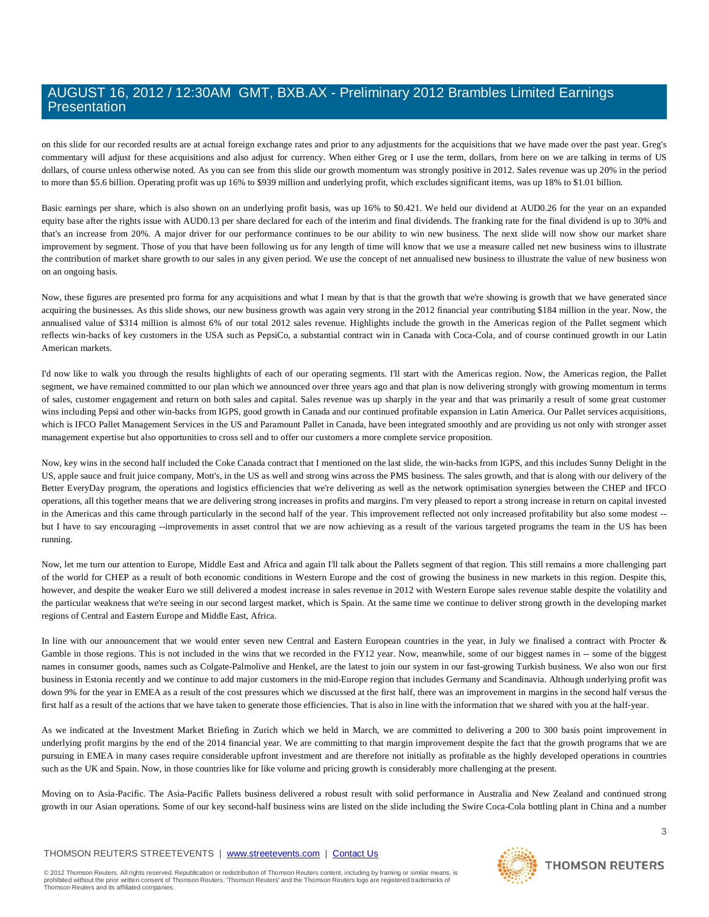on this slide for our recorded results are at actual foreign exchange rates and prior to any adjustments for the acquisitions that we have made over the past year. Greg's commentary will adjust for these acquisitions and also adjust for currency. When either Greg or I use the term, dollars, from here on we are talking in terms of US dollars, of course unless otherwise noted. As you can see from this slide our growth momentum was strongly positive in 2012. Sales revenue was up 20% in the period to more than $5.6 billion. Operating profit was up 16% to $939 million and underlying profit, which excludes significant items, was up 18% to $1.01 billion.

Basic earnings per share, which is also shown on an underlying profit basis, was up 16% to $0.421. We held our dividend at AUD0.26 for the year on an expanded equity base after the rights issue with AUD0.13 per share declared for each of the interim and final dividends. The franking rate for the final dividend is up to 30% and that's an increase from 20%. A major driver for our performance continues to be our ability to win new business. The next slide will now show our market share improvement by segment. Those of you that have been following us for any length of time will know that we use a measure called net new business wins to illustrate the contribution of market share growth to our sales in any given period. We use the concept of net annualised new business to illustrate the value of new business won on an ongoing basis.

Now, these figures are presented pro forma for any acquisitions and what I mean by that is that the growth that we're showing is growth that we have generated since acquiring the businesses. As this slide shows, our new business growth was again very strong in the 2012 financial year contributing $184 million in the year. Now, the annualised value of $314 million is almost 6% of our total 2012 sales revenue. Highlights include the growth in the Americas region of the Pallet segment which reflects win-backs of key customers in the USA such as PepsiCo, a substantial contract win in Canada with Coca-Cola, and of course continued growth in our Latin American markets.

I'd now like to walk you through the results highlights of each of our operating segments. I'll start with the Americas region. Now, the Americas region, the Pallet segment, we have remained committed to our plan which we announced over three years ago and that plan is now delivering strongly with growing momentum in terms of sales, customer engagement and return on both sales and capital. Sales revenue was up sharply in the year and that was primarily a result of some great customer wins including Pepsi and other win-backs from IGPS, good growth in Canada and our continued profitable expansion in Latin America. Our Pallet services acquisitions, which is IFCO Pallet Management Services in the US and Paramount Pallet in Canada, have been integrated smoothly and are providing us not only with stronger asset management expertise but also opportunities to cross sell and to offer our customers a more complete service proposition.

Now, key wins in the second half included the Coke Canada contract that I mentioned on the last slide, the win-backs from IGPS, and this includes Sunny Delight in the US, apple sauce and fruit juice company, Mott's, in the US as well and strong wins across the PMS business. The sales growth, and that is along with our delivery of the Better EveryDay program, the operations and logistics efficiencies that we're delivering as well as the network optimisation synergies between the CHEP and IFCO operations, all this together means that we are delivering strong increases in profits and margins. I'm very pleased to report a strong increase in return on capital invested in the Americas and this came through particularly in the second half of the year. This improvement reflected not only increased profitability but also some modest -- but I have to say encouraging --improvements in asset control that we are now achieving as a result of the various targeted programs the team in the US has been running.

Now, let me turn our attention to Europe, Middle East and Africa and again I'll talk about the Pallets segment of that region. This still remains a more challenging part of the world for CHEP as a result of both economic conditions in Western Europe and the cost of growing the business in new markets in this region. Despite this, however, and despite the weaker Euro we still delivered a modest increase in sales revenue in 2012 with Western Europe sales revenue stable despite the volatility and the particular weakness that we're seeing in our second largest market, which is Spain. At the same time we continue to deliver strong growth in the developing market regions of Central and Eastern Europe and Middle East, Africa.

In line with our announcement that we would enter seven new Central and Eastern European countries in the year, in July we finalised a contract with Procter & Gamble in those regions. This is not included in the wins that we recorded in the FY12 year. Now, meanwhile, some of our biggest names in -- some of the biggest names in consumer goods, names such as Colgate-Palmolive and Henkel, are the latest to join our system in our fast-growing Turkish business. We also won our first business in Estonia recently and we continue to add major customers in the mid-Europe region that includes Germany and Scandinavia. Although underlying profit was down 9% for the year in EMEA as a result of the cost pressures which we discussed at the first half, there was an improvement in margins in the second half versus the first half as a result of the actions that we have taken to generate those efficiencies. That is also in line with the information that we shared with you at the half-year.

As we indicated at the Investment Market Briefing in Zurich which we held in March, we are committed to delivering a 200 to 300 basis point improvement in underlying profit margins by the end of the 2014 financial year. We are committing to that margin improvement despite the fact that the growth programs that we are pursuing in EMEA in many cases require considerable upfront investment and are therefore not initially as profitable as the highly developed operations in countries such as the UK and Spain. Now, in those countries like for like volume and pricing growth is considerably more challenging at the present.

Moving on to Asia-Pacific. The Asia-Pacific Pallets business delivered a robust result with solid performance in Australia and New Zealand and continued strong growth in our Asian operations. Some of our key second-half business wins are listed on the slide including the Swire Coca-Cola bottling plant in China and a number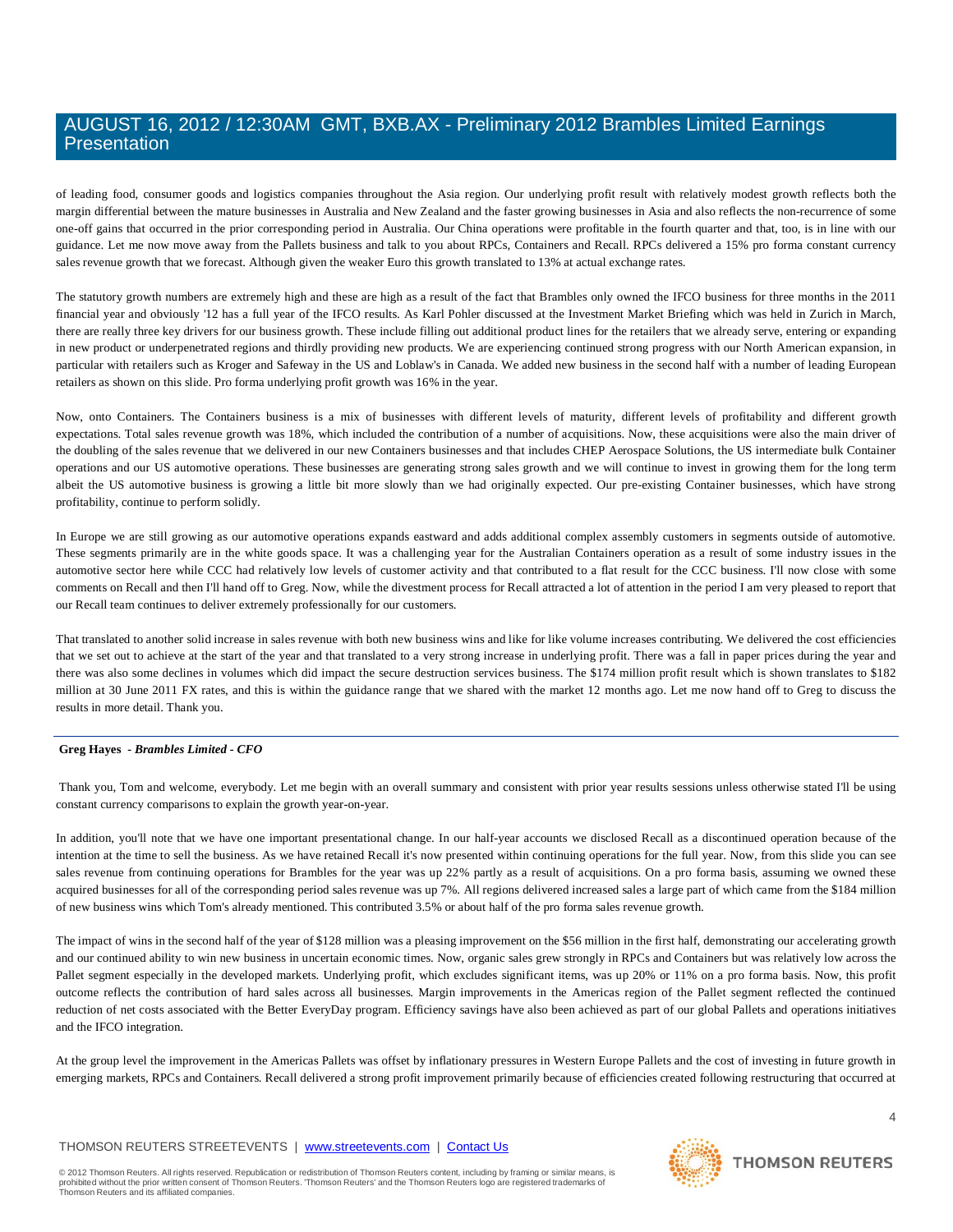of leading food, consumer goods and logistics companies throughout the Asia region. Our underlying profit result with relatively modest growth reflects both the margin differential between the mature businesses in Australia and New Zealand and the faster growing businesses in Asia and also reflects the non-recurrence of some one-off gains that occurred in the prior corresponding period in Australia. Our China operations were profitable in the fourth quarter and that, too, is in line with our guidance. Let me now move away from the Pallets business and talk to you about RPCs, Containers and Recall. RPCs delivered a 15% pro forma constant currency sales revenue growth that we forecast. Although given the weaker Euro this growth translated to 13% at actual exchange rates.

The statutory growth numbers are extremely high and these are high as a result of the fact that Brambles only owned the IFCO business for three months in the 2011 financial year and obviously '12 has a full year of the IFCO results. As Karl Pohler discussed at the Investment Market Briefing which was held in Zurich in March, there are really three key drivers for our business growth. These include filling out additional product lines for the retailers that we already serve, entering or expanding in new product or underpenetrated regions and thirdly providing new products. We are experiencing continued strong progress with our North American expansion, in particular with retailers such as Kroger and Safeway in the US and Loblaw's in Canada. We added new business in the second half with a number of leading European retailers as shown on this slide. Pro forma underlying profit growth was 16% in the year.

Now, onto Containers. The Containers business is a mix of businesses with different levels of maturity, different levels of profitability and different growth expectations. Total sales revenue growth was 18%, which included the contribution of a number of acquisitions. Now, these acquisitions were also the main driver of the doubling of the sales revenue that we delivered in our new Containers businesses and that includes CHEP Aerospace Solutions, the US intermediate bulk Container operations and our US automotive operations. These businesses are generating strong sales growth and we will continue to invest in growing them for the long term albeit the US automotive business is growing a little bit more slowly than we had originally expected. Our pre-existing Container businesses, which have strong profitability, continue to perform solidly.

In Europe we are still growing as our automotive operations expands eastward and adds additional complex assembly customers in segments outside of automotive. These segments primarily are in the white goods space. It was a challenging year for the Australian Containers operation as a result of some industry issues in the automotive sector here while CCC had relatively low levels of customer activity and that contributed to a flat result for the CCC business. I'll now close with some comments on Recall and then I'll hand off to Greg. Now, while the divestment process for Recall attracted a lot of attention in the period I am very pleased to report that our Recall team continues to deliver extremely professionally for our customers.

That translated to another solid increase in sales revenue with both new business wins and like for like volume increases contributing. We delivered the cost efficiencies that we set out to achieve at the start of the year and that translated to a very strong increase in underlying profit. There was a fall in paper prices during the year and there was also some declines in volumes which did impact the secure destruction services business. The $174 million profit result which is shown translates to $182 million at 30 June 2011 FX rates, and this is within the guidance range that we shared with the market 12 months ago. Let me now hand off to Greg to discuss the results in more detail. Thank you.

---

**Greg Hayes** - ***Brambles Limited - CFO***

Thank you, Tom and welcome, everybody. Let me begin with an overall summary and consistent with prior year results sessions unless otherwise stated I'll be using constant currency comparisons to explain the growth year-on-year.

In addition, you'll note that we have one important presentational change. In our half-year accounts we disclosed Recall as a discontinued operation because of the intention at the time to sell the business. As we have retained Recall it's now presented within continuing operations for the full year. Now, from this slide you can see sales revenue from continuing operations for Brambles for the year was up 22% partly as a result of acquisitions. On a pro forma basis, assuming we owned these acquired businesses for all of the corresponding period sales revenue was up 7%. All regions delivered increased sales a large part of which came from the $184 million of new business wins which Tom's already mentioned. This contributed 3.5% or about half of the pro forma sales revenue growth.

The impact of wins in the second half of the year of $128 million was a pleasing improvement on the $56 million in the first half, demonstrating our accelerating growth and our continued ability to win new business in uncertain economic times. Now, organic sales grew strongly in RPCs and Containers but was relatively low across the Pallet segment especially in the developed markets. Underlying profit, which excludes significant items, was up 20% or 11% on a pro forma basis. Now, this profit outcome reflects the contribution of hard sales across all businesses. Margin improvements in the Americas region of the Pallet segment reflected the continued reduction of net costs associated with the Better EveryDay program. Efficiency savings have also been achieved as part of our global Pallets and operations initiatives and the IFCO integration.

At the group level the improvement in the Americas Pallets was offset by inflationary pressures in Western Europe Pallets and the cost of investing in future growth in emerging markets, RPCs and Containers. Recall delivered a strong profit improvement primarily because of efficiencies created following restructuring that occurred at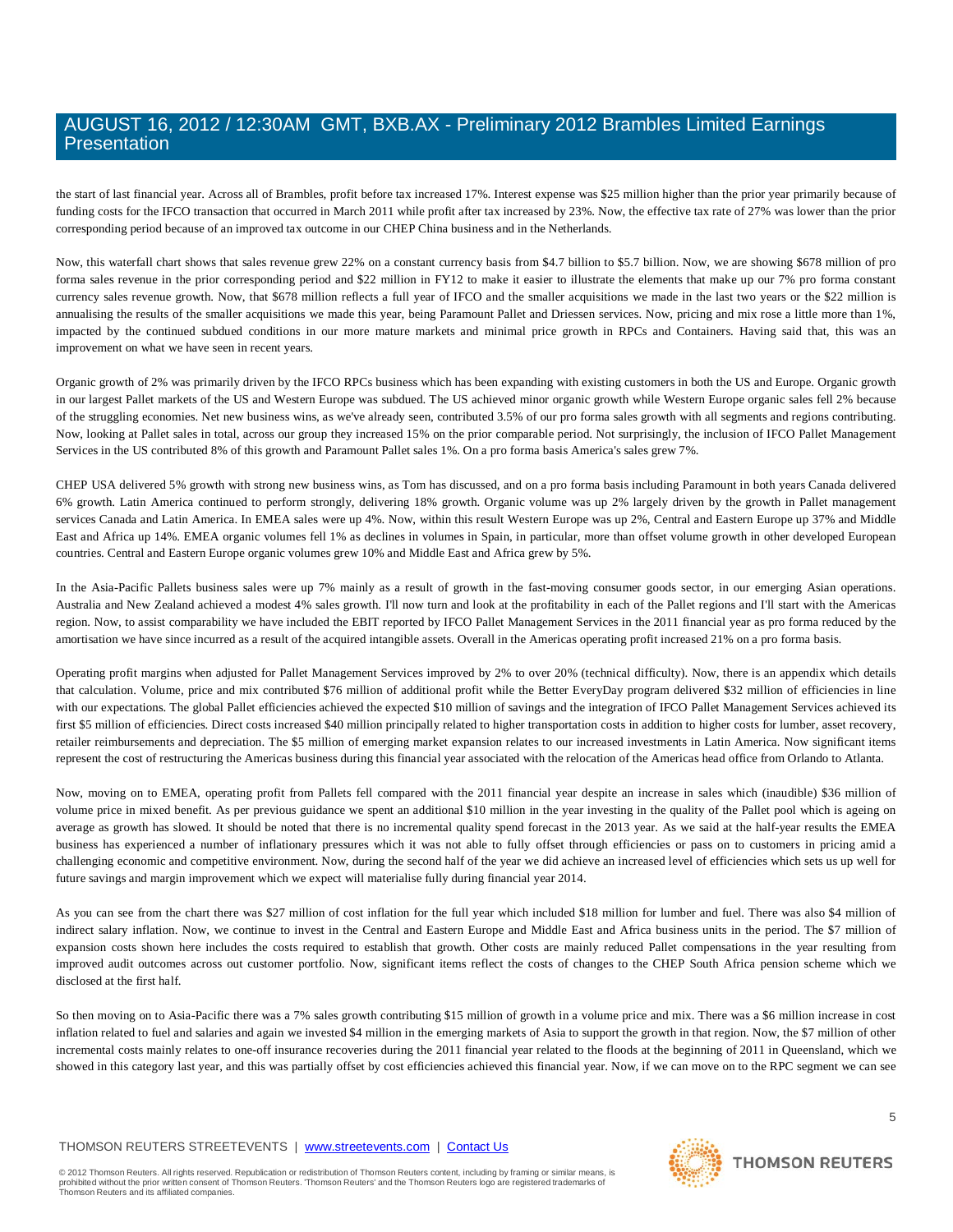the start of last financial year. Across all of Brambles, profit before tax increased 17%. Interest expense was $25 million higher than the prior year primarily because of funding costs for the IFCO transaction that occurred in March 2011 while profit after tax increased by 23%. Now, the effective tax rate of 27% was lower than the prior corresponding period because of an improved tax outcome in our CHEP China business and in the Netherlands.

Now, this waterfall chart shows that sales revenue grew 22% on a constant currency basis from $4.7 billion to $5.7 billion. Now, we are showing $678 million of pro forma sales revenue in the prior corresponding period and $22 million in FY12 to make it easier to illustrate the elements that make up our 7% pro forma constant currency sales revenue growth. Now, that $678 million reflects a full year of IFCO and the smaller acquisitions we made in the last two years or the $22 million is annualising the results of the smaller acquisitions we made this year, being Paramount Pallet and Driessen services. Now, pricing and mix rose a little more than 1%, impacted by the continued subdued conditions in our more mature markets and minimal price growth in RPCs and Containers. Having said that, this was an improvement on what we have seen in recent years.

Organic growth of 2% was primarily driven by the IFCO RPCs business which has been expanding with existing customers in both the US and Europe. Organic growth in our largest Pallet markets of the US and Western Europe was subdued. The US achieved minor organic growth while Western Europe organic sales fell 2% because of the struggling economies. Net new business wins, as we've already seen, contributed 3.5% of our pro forma sales growth with all segments and regions contributing. Now, looking at Pallet sales in total, across our group they increased 15% on the prior comparable period. Not surprisingly, the inclusion of IFCO Pallet Management Services in the US contributed 8% of this growth and Paramount Pallet sales 1%. On a pro forma basis America's sales grew 7%.

CHEP USA delivered 5% growth with strong new business wins, as Tom has discussed, and on a pro forma basis including Paramount in both years Canada delivered 6% growth. Latin America continued to perform strongly, delivering 18% growth. Organic volume was up 2% largely driven by the growth in Pallet management services Canada and Latin America. In EMEA sales were up 4%. Now, within this result Western Europe was up 2%, Central and Eastern Europe up 37% and Middle East and Africa up 14%. EMEA organic volumes fell 1% as declines in volumes in Spain, in particular, more than offset volume growth in other developed European countries. Central and Eastern Europe organic volumes grew 10% and Middle East and Africa grew by 5%.

In the Asia-Pacific Pallets business sales were up 7% mainly as a result of growth in the fast-moving consumer goods sector, in our emerging Asian operations. Australia and New Zealand achieved a modest 4% sales growth. I'll now turn and look at the profitability in each of the Pallet regions and I'll start with the Americas region. Now, to assist comparability we have included the EBIT reported by IFCO Pallet Management Services in the 2011 financial year as pro forma reduced by the amortisation we have since incurred as a result of the acquired intangible assets. Overall in the Americas operating profit increased 21% on a pro forma basis.

Operating profit margins when adjusted for Pallet Management Services improved by 2% to over 20% (technical difficulty). Now, there is an appendix which details that calculation. Volume, price and mix contributed $76 million of additional profit while the Better EveryDay program delivered $32 million of efficiencies in line with our expectations. The global Pallet efficiencies achieved the expected $10 million of savings and the integration of IFCO Pallet Management Services achieved its first $5 million of efficiencies. Direct costs increased $40 million principally related to higher transportation costs in addition to higher costs for lumber, asset recovery, retailer reimbursements and depreciation. The $5 million of emerging market expansion relates to our increased investments in Latin America. Now significant items represent the cost of restructuring the Americas business during this financial year associated with the relocation of the Americas head office from Orlando to Atlanta.

Now, moving on to EMEA, operating profit from Pallets fell compared with the 2011 financial year despite an increase in sales which (inaudible) $36 million of volume price in mixed benefit. As per previous guidance we spent an additional $10 million in the year investing in the quality of the Pallet pool which is ageing on average as growth has slowed. It should be noted that there is no incremental quality spend forecast in the 2013 year. As we said at the half-year results the EMEA business has experienced a number of inflationary pressures which it was not able to fully offset through efficiencies or pass on to customers in pricing amid a challenging economic and competitive environment. Now, during the second half of the year we did achieve an increased level of efficiencies which sets us up well for future savings and margin improvement which we expect will materialise fully during financial year 2014.

As you can see from the chart there was $27 million of cost inflation for the full year which included $18 million for lumber and fuel. There was also $4 million of indirect salary inflation. Now, we continue to invest in the Central and Eastern Europe and Middle East and Africa business units in the period. The $7 million of expansion costs shown here includes the costs required to establish that growth. Other costs are mainly reduced Pallet compensations in the year resulting from improved audit outcomes across out customer portfolio. Now, significant items reflect the costs of changes to the CHEP South Africa pension scheme which we disclosed at the first half.

So then moving on to Asia-Pacific there was a 7% sales growth contributing $15 million of growth in a volume price and mix. There was a $6 million increase in cost inflation related to fuel and salaries and again we invested $4 million in the emerging markets of Asia to support the growth in that region. Now, the $7 million of other incremental costs mainly relates to one-off insurance recoveries during the 2011 financial year related to the floods at the beginning of 2011 in Queensland, which we showed in this category last year, and this was partially offset by cost efficiencies achieved this financial year. Now, if we can move on to the RPC segment we can see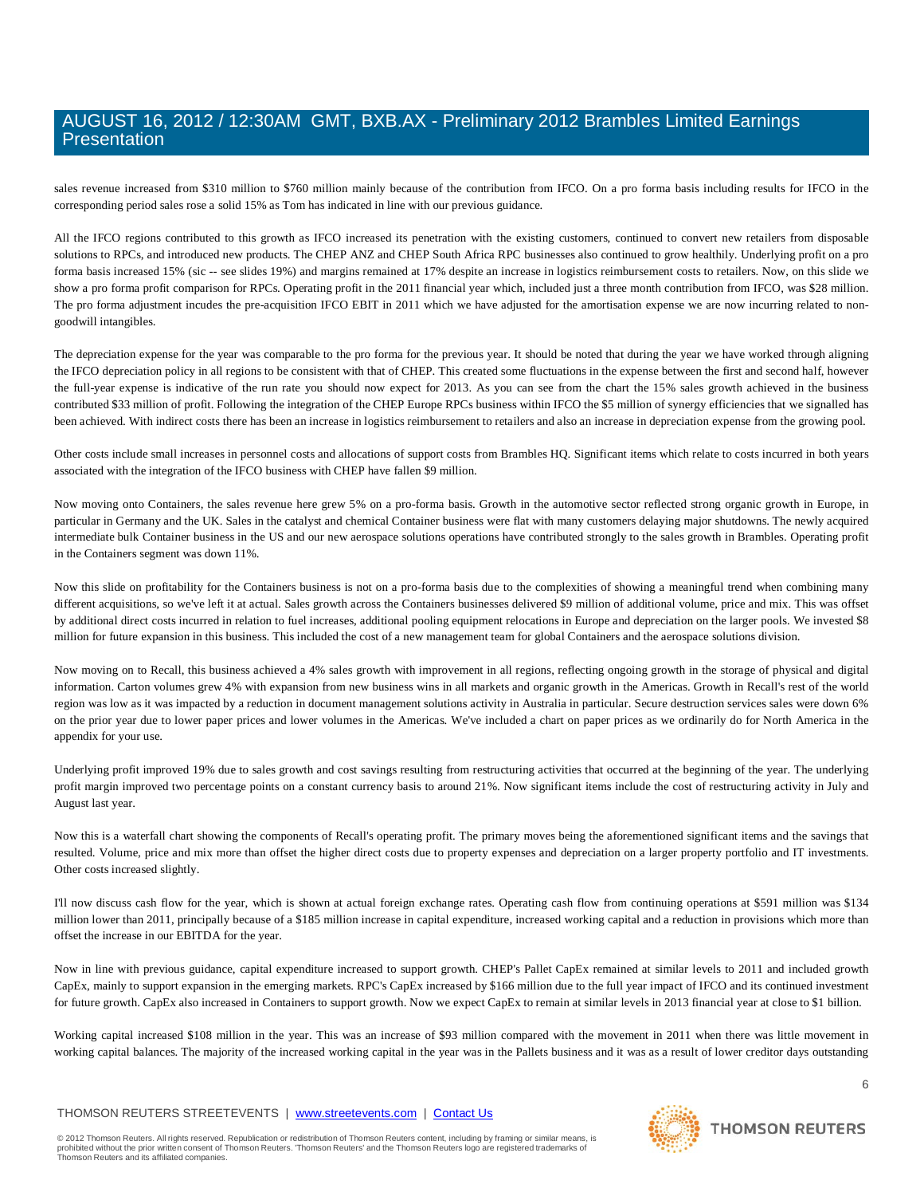sales revenue increased from $310 million to $760 million mainly because of the contribution from IFCO. On a pro forma basis including results for IFCO in the corresponding period sales rose a solid 15% as Tom has indicated in line with our previous guidance.

All the IFCO regions contributed to this growth as IFCO increased its penetration with the existing customers, continued to convert new retailers from disposable solutions to RPCs, and introduced new products. The CHEP ANZ and CHEP South Africa RPC businesses also continued to grow healthily. Underlying profit on a pro forma basis increased 15% (sic -- see slides 19%) and margins remained at 17% despite an increase in logistics reimbursement costs to retailers. Now, on this slide we show a pro forma profit comparison for RPCs. Operating profit in the 2011 financial year which, included just a three month contribution from IFCO, was $28 million. The pro forma adjustment incudes the pre-acquisition IFCO EBIT in 2011 which we have adjusted for the amortisation expense we are now incurring related to non-goodwill intangibles.

The depreciation expense for the year was comparable to the pro forma for the previous year. It should be noted that during the year we have worked through aligning the IFCO depreciation policy in all regions to be consistent with that of CHEP. This created some fluctuations in the expense between the first and second half, however the full-year expense is indicative of the run rate you should now expect for 2013. As you can see from the chart the 15% sales growth achieved in the business contributed $33 million of profit. Following the integration of the CHEP Europe RPCs business within IFCO the $5 million of synergy efficiencies that we signalled has been achieved. With indirect costs there has been an increase in logistics reimbursement to retailers and also an increase in depreciation expense from the growing pool.

Other costs include small increases in personnel costs and allocations of support costs from Brambles HQ. Significant items which relate to costs incurred in both years associated with the integration of the IFCO business with CHEP have fallen $9 million.

Now moving onto Containers, the sales revenue here grew 5% on a pro-forma basis. Growth in the automotive sector reflected strong organic growth in Europe, in particular in Germany and the UK. Sales in the catalyst and chemical Container business were flat with many customers delaying major shutdowns. The newly acquired intermediate bulk Container business in the US and our new aerospace solutions operations have contributed strongly to the sales growth in Brambles. Operating profit in the Containers segment was down 11%.

Now this slide on profitability for the Containers business is not on a pro-forma basis due to the complexities of showing a meaningful trend when combining many different acquisitions, so we've left it at actual. Sales growth across the Containers businesses delivered $9 million of additional volume, price and mix. This was offset by additional direct costs incurred in relation to fuel increases, additional pooling equipment relocations in Europe and depreciation on the larger pools. We invested $8 million for future expansion in this business. This included the cost of a new management team for global Containers and the aerospace solutions division.

Now moving on to Recall, this business achieved a 4% sales growth with improvement in all regions, reflecting ongoing growth in the storage of physical and digital information. Carton volumes grew 4% with expansion from new business wins in all markets and organic growth in the Americas. Growth in Recall's rest of the world region was low as it was impacted by a reduction in document management solutions activity in Australia in particular. Secure destruction services sales were down 6% on the prior year due to lower paper prices and lower volumes in the Americas. We've included a chart on paper prices as we ordinarily do for North America in the appendix for your use.

Underlying profit improved 19% due to sales growth and cost savings resulting from restructuring activities that occurred at the beginning of the year. The underlying profit margin improved two percentage points on a constant currency basis to around 21%. Now significant items include the cost of restructuring activity in July and August last year.

Now this is a waterfall chart showing the components of Recall's operating profit. The primary moves being the aforementioned significant items and the savings that resulted. Volume, price and mix more than offset the higher direct costs due to property expenses and depreciation on a larger property portfolio and IT investments. Other costs increased slightly.

I'll now discuss cash flow for the year, which is shown at actual foreign exchange rates. Operating cash flow from continuing operations at $591 million was $134 million lower than 2011, principally because of a $185 million increase in capital expenditure, increased working capital and a reduction in provisions which more than offset the increase in our EBITDA for the year.

Now in line with previous guidance, capital expenditure increased to support growth. CHEP's Pallet CapEx remained at similar levels to 2011 and included growth CapEx, mainly to support expansion in the emerging markets. RPC's CapEx increased by $166 million due to the full year impact of IFCO and its continued investment for future growth. CapEx also increased in Containers to support growth. Now we expect CapEx to remain at similar levels in 2013 financial year at close to $1 billion.

Working capital increased $108 million in the year. This was an increase of $93 million compared with the movement in 2011 when there was little movement in working capital balances. The majority of the increased working capital in the year was in the Pallets business and it was as a result of lower creditor days outstanding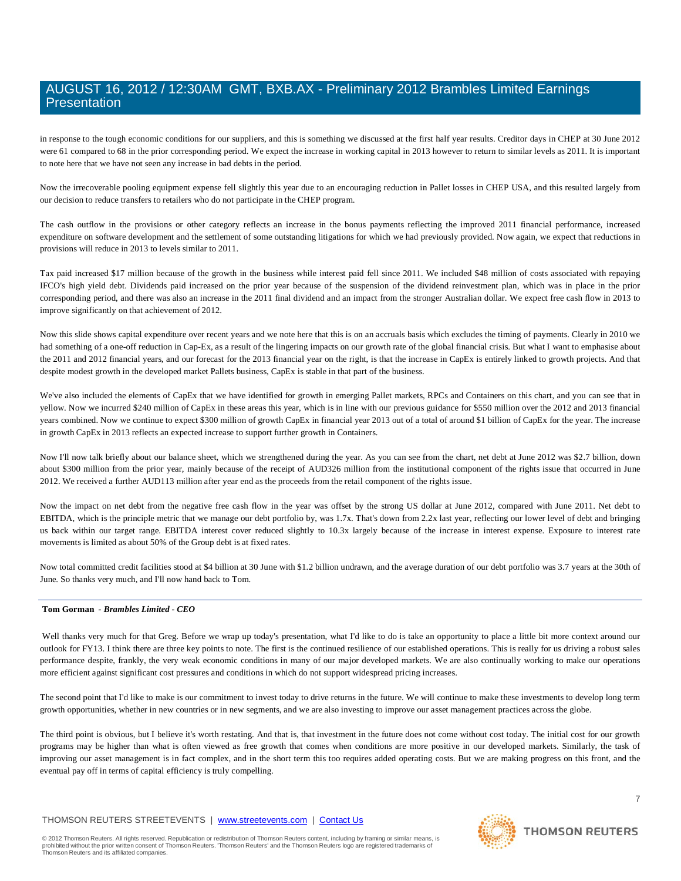in response to the tough economic conditions for our suppliers, and this is something we discussed at the first half year results. Creditor days in CHEP at 30 June 2012 were 61 compared to 68 in the prior corresponding period. We expect the increase in working capital in 2013 however to return to similar levels as 2011. It is important to note here that we have not seen any increase in bad debts in the period.

Now the irrecoverable pooling equipment expense fell slightly this year due to an encouraging reduction in Pallet losses in CHEP USA, and this resulted largely from our decision to reduce transfers to retailers who do not participate in the CHEP program.

The cash outflow in the provisions or other category reflects an increase in the bonus payments reflecting the improved 2011 financial performance, increased expenditure on software development and the settlement of some outstanding litigations for which we had previously provided. Now again, we expect that reductions in provisions will reduce in 2013 to levels similar to 2011.

Tax paid increased $17 million because of the growth in the business while interest paid fell since 2011. We included $48 million of costs associated with repaying IFCO's high yield debt. Dividends paid increased on the prior year because of the suspension of the dividend reinvestment plan, which was in place in the prior corresponding period, and there was also an increase in the 2011 final dividend and an impact from the stronger Australian dollar. We expect free cash flow in 2013 to improve significantly on that achievement of 2012.

Now this slide shows capital expenditure over recent years and we note here that this is on an accruals basis which excludes the timing of payments. Clearly in 2010 we had something of a one-off reduction in Cap-Ex, as a result of the lingering impacts on our growth rate of the global financial crisis. But what I want to emphasise about the 2011 and 2012 financial years, and our forecast for the 2013 financial year on the right, is that the increase in CapEx is entirely linked to growth projects. And that despite modest growth in the developed market Pallets business, CapEx is stable in that part of the business.

We've also included the elements of CapEx that we have identified for growth in emerging Pallet markets, RPCs and Containers on this chart, and you can see that in yellow. Now we incurred $240 million of CapEx in these areas this year, which is in line with our previous guidance for $550 million over the 2012 and 2013 financial years combined. Now we continue to expect $300 million of growth CapEx in financial year 2013 out of a total of around $1 billion of CapEx for the year. The increase in growth CapEx in 2013 reflects an expected increase to support further growth in Containers.

Now I'll now talk briefly about our balance sheet, which we strengthened during the year. As you can see from the chart, net debt at June 2012 was $2.7 billion, down about $300 million from the prior year, mainly because of the receipt of AUD326 million from the institutional component of the rights issue that occurred in June 2012. We received a further AUD113 million after year end as the proceeds from the retail component of the rights issue.

Now the impact on net debt from the negative free cash flow in the year was offset by the strong US dollar at June 2012, compared with June 2011. Net debt to EBITDA, which is the principle metric that we manage our debt portfolio by, was 1.7x. That's down from 2.2x last year, reflecting our lower level of debt and bringing us back within our target range. EBITDA interest cover reduced slightly to 10.3x largely because of the increase in interest expense. Exposure to interest rate movements is limited as about 50% of the Group debt is at fixed rates.

Now total committed credit facilities stood at $4 billion at 30 June with $1.2 billion undrawn, and the average duration of our debt portfolio was 3.7 years at the 30th of June. So thanks very much, and I'll now hand back to Tom.

---

**Tom Gorman** - ***Brambles Limited - CEO***

Well thanks very much for that Greg. Before we wrap up today's presentation, what I'd like to do is take an opportunity to place a little bit more context around our outlook for FY13. I think there are three key points to note. The first is the continued resilience of our established operations. This is really for us driving a robust sales performance despite, frankly, the very weak economic conditions in many of our major developed markets. We are also continually working to make our operations more efficient against significant cost pressures and conditions in which do not support widespread pricing increases.

The second point that I'd like to make is our commitment to invest today to drive returns in the future. We will continue to make these investments to develop long term growth opportunities, whether in new countries or in new segments, and we are also investing to improve our asset management practices across the globe.

The third point is obvious, but I believe it's worth restating. And that is, that investment in the future does not come without cost today. The initial cost for our growth programs may be higher than what is often viewed as free growth that comes when conditions are more positive in our developed markets. Similarly, the task of improving our asset management is in fact complex, and in the short term this too requires added operating costs. But we are making progress on this front, and the eventual pay off in terms of capital efficiency is truly compelling.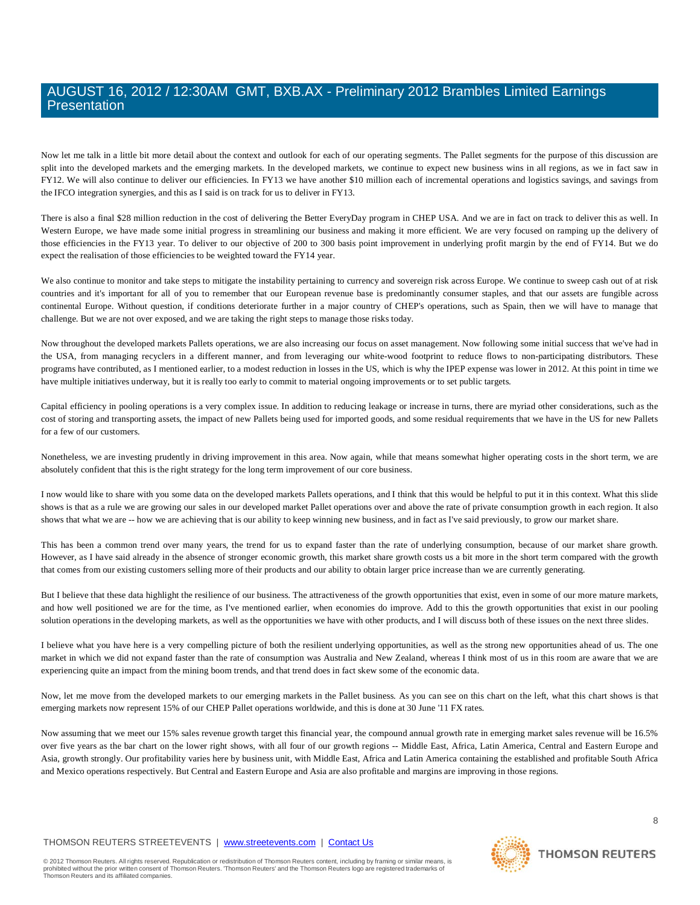Now let me talk in a little bit more detail about the context and outlook for each of our operating segments. The Pallet segments for the purpose of this discussion are split into the developed markets and the emerging markets. In the developed markets, we continue to expect new business wins in all regions, as we in fact saw in FY12. We will also continue to deliver our efficiencies. In FY13 we have another $10 million each of incremental operations and logistics savings, and savings from the IFCO integration synergies, and this as I said is on track for us to deliver in FY13.

There is also a final $28 million reduction in the cost of delivering the Better EveryDay program in CHEP USA. And we are in fact on track to deliver this as well. In Western Europe, we have made some initial progress in streamlining our business and making it more efficient. We are very focused on ramping up the delivery of those efficiencies in the FY13 year. To deliver to our objective of 200 to 300 basis point improvement in underlying profit margin by the end of FY14. But we do expect the realisation of those efficiencies to be weighted toward the FY14 year.

We also continue to monitor and take steps to mitigate the instability pertaining to currency and sovereign risk across Europe. We continue to sweep cash out of at risk countries and it's important for all of you to remember that our European revenue base is predominantly consumer staples, and that our assets are fungible across continental Europe. Without question, if conditions deteriorate further in a major country of CHEP's operations, such as Spain, then we will have to manage that challenge. But we are not over exposed, and we are taking the right steps to manage those risks today.

Now throughout the developed markets Pallets operations, we are also increasing our focus on asset management. Now following some initial success that we've had in the USA, from managing recyclers in a different manner, and from leveraging our white-wood footprint to reduce flows to non-participating distributors. These programs have contributed, as I mentioned earlier, to a modest reduction in losses in the US, which is why the IPEP expense was lower in 2012. At this point in time we have multiple initiatives underway, but it is really too early to commit to material ongoing improvements or to set public targets.

Capital efficiency in pooling operations is a very complex issue. In addition to reducing leakage or increase in turns, there are myriad other considerations, such as the cost of storing and transporting assets, the impact of new Pallets being used for imported goods, and some residual requirements that we have in the US for new Pallets for a few of our customers.

Nonetheless, we are investing prudently in driving improvement in this area. Now again, while that means somewhat higher operating costs in the short term, we are absolutely confident that this is the right strategy for the long term improvement of our core business.

I now would like to share with you some data on the developed markets Pallets operations, and I think that this would be helpful to put it in this context. What this slide shows is that as a rule we are growing our sales in our developed market Pallet operations over and above the rate of private consumption growth in each region. It also shows that what we are -- how we are achieving that is our ability to keep winning new business, and in fact as I've said previously, to grow our market share.

This has been a common trend over many years, the trend for us to expand faster than the rate of underlying consumption, because of our market share growth. However, as I have said already in the absence of stronger economic growth, this market share growth costs us a bit more in the short term compared with the growth that comes from our existing customers selling more of their products and our ability to obtain larger price increase than we are currently generating.

But I believe that these data highlight the resilience of our business. The attractiveness of the growth opportunities that exist, even in some of our more mature markets, and how well positioned we are for the time, as I've mentioned earlier, when economies do improve. Add to this the growth opportunities that exist in our pooling solution operations in the developing markets, as well as the opportunities we have with other products, and I will discuss both of these issues on the next three slides.

I believe what you have here is a very compelling picture of both the resilient underlying opportunities, as well as the strong new opportunities ahead of us. The one market in which we did not expand faster than the rate of consumption was Australia and New Zealand, whereas I think most of us in this room are aware that we are experiencing quite an impact from the mining boom trends, and that trend does in fact skew some of the economic data.

Now, let me move from the developed markets to our emerging markets in the Pallet business. As you can see on this chart on the left, what this chart shows is that emerging markets now represent 15% of our CHEP Pallet operations worldwide, and this is done at 30 June '11 FX rates.

Now assuming that we meet our 15% sales revenue growth target this financial year, the compound annual growth rate in emerging market sales revenue will be 16.5% over five years as the bar chart on the lower right shows, with all four of our growth regions -- Middle East, Africa, Latin America, Central and Eastern Europe and Asia, growth strongly. Our profitability varies here by business unit, with Middle East, Africa and Latin America containing the established and profitable South Africa and Mexico operations respectively. But Central and Eastern Europe and Asia are also profitable and margins are improving in those regions.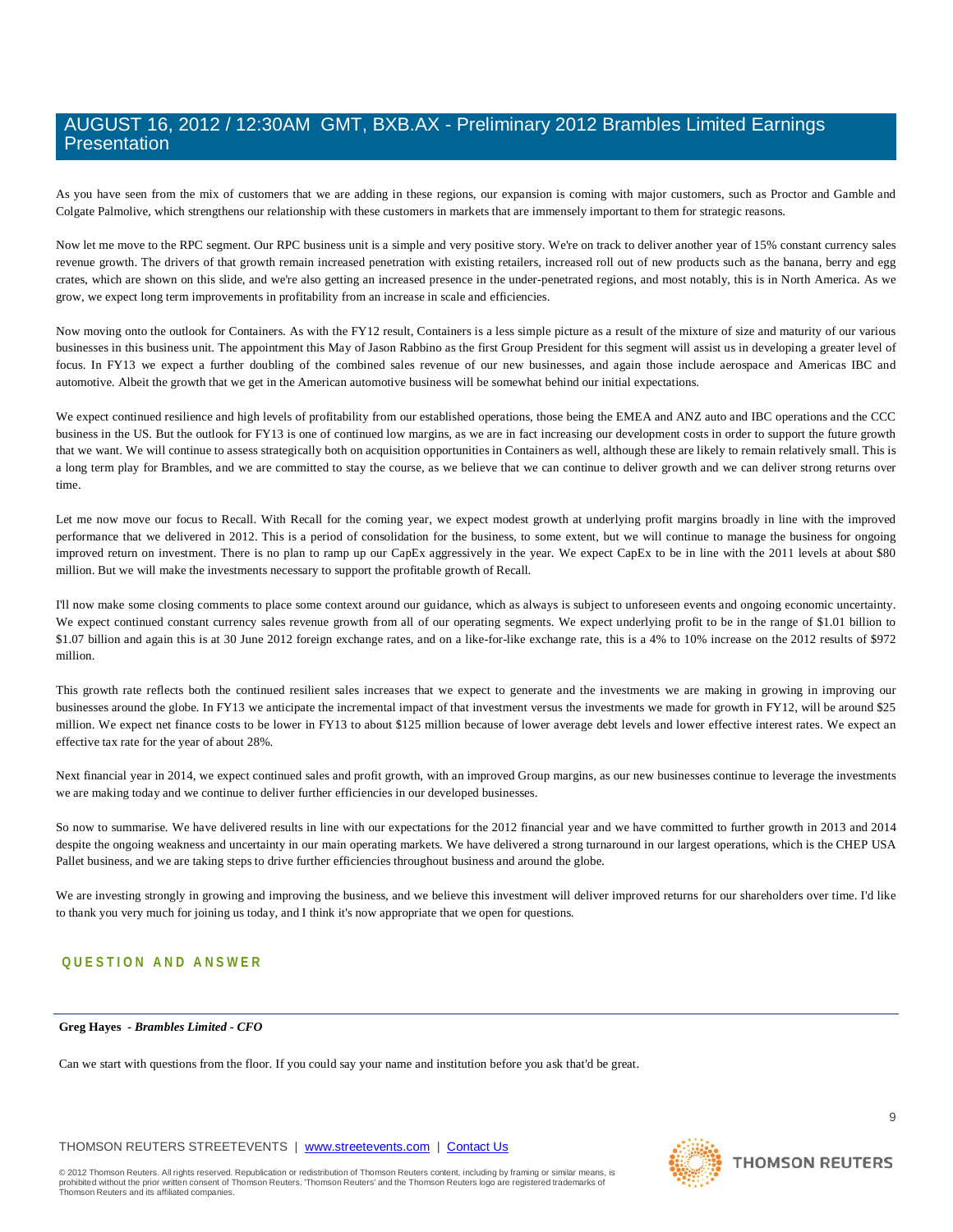As you have seen from the mix of customers that we are adding in these regions, our expansion is coming with major customers, such as Proctor and Gamble and Colgate Palmolive, which strengthens our relationship with these customers in markets that are immensely important to them for strategic reasons.

Now let me move to the RPC segment. Our RPC business unit is a simple and very positive story. We're on track to deliver another year of 15% constant currency sales revenue growth. The drivers of that growth remain increased penetration with existing retailers, increased roll out of new products such as the banana, berry and egg crates, which are shown on this slide, and we're also getting an increased presence in the under-penetrated regions, and most notably, this is in North America. As we grow, we expect long term improvements in profitability from an increase in scale and efficiencies.

Now moving onto the outlook for Containers. As with the FY12 result, Containers is a less simple picture as a result of the mixture of size and maturity of our various businesses in this business unit. The appointment this May of Jason Rabbino as the first Group President for this segment will assist us in developing a greater level of focus. In FY13 we expect a further doubling of the combined sales revenue of our new businesses, and again those include aerospace and Americas IBC and automotive. Albeit the growth that we get in the American automotive business will be somewhat behind our initial expectations.

We expect continued resilience and high levels of profitability from our established operations, those being the EMEA and ANZ auto and IBC operations and the CCC business in the US. But the outlook for FY13 is one of continued low margins, as we are in fact increasing our development costs in order to support the future growth that we want. We will continue to assess strategically both on acquisition opportunities in Containers as well, although these are likely to remain relatively small. This is a long term play for Brambles, and we are committed to stay the course, as we believe that we can continue to deliver growth and we can deliver strong returns over time.

Let me now move our focus to Recall. With Recall for the coming year, we expect modest growth at underlying profit margins broadly in line with the improved performance that we delivered in 2012. This is a period of consolidation for the business, to some extent, but we will continue to manage the business for ongoing improved return on investment. There is no plan to ramp up our CapEx aggressively in the year. We expect CapEx to be in line with the 2011 levels at about $80 million. But we will make the investments necessary to support the profitable growth of Recall.

I'll now make some closing comments to place some context around our guidance, which as always is subject to unforeseen events and ongoing economic uncertainty. We expect continued constant currency sales revenue growth from all of our operating segments. We expect underlying profit to be in the range of $1.01 billion to $1.07 billion and again this is at 30 June 2012 foreign exchange rates, and on a like-for-like exchange rate, this is a 4% to 10% increase on the 2012 results of $972 million.

This growth rate reflects both the continued resilient sales increases that we expect to generate and the investments we are making in growing in improving our businesses around the globe. In FY13 we anticipate the incremental impact of that investment versus the investments we made for growth in FY12, will be around $25 million. We expect net finance costs to be lower in FY13 to about $125 million because of lower average debt levels and lower effective interest rates. We expect an effective tax rate for the year of about 28%.

Next financial year in 2014, we expect continued sales and profit growth, with an improved Group margins, as our new businesses continue to leverage the investments we are making today and we continue to deliver further efficiencies in our developed businesses.

So now to summarise. We have delivered results in line with our expectations for the 2012 financial year and we have committed to further growth in 2013 and 2014 despite the ongoing weakness and uncertainty in our main operating markets. We have delivered a strong turnaround in our largest operations, which is the CHEP USA Pallet business, and we are taking steps to drive further efficiencies throughout business and around the globe.

We are investing strongly in growing and improving the business, and we believe this investment will deliver improved returns for our shareholders over time. I'd like to thank you very much for joining us today, and I think it's now appropriate that we open for questions.

## QUESTION AND ANSWER

**Greg Hayes** *- Brambles Limited - CFO*

Can we start with questions from the floor. If you could say your name and institution before you ask that'd be great.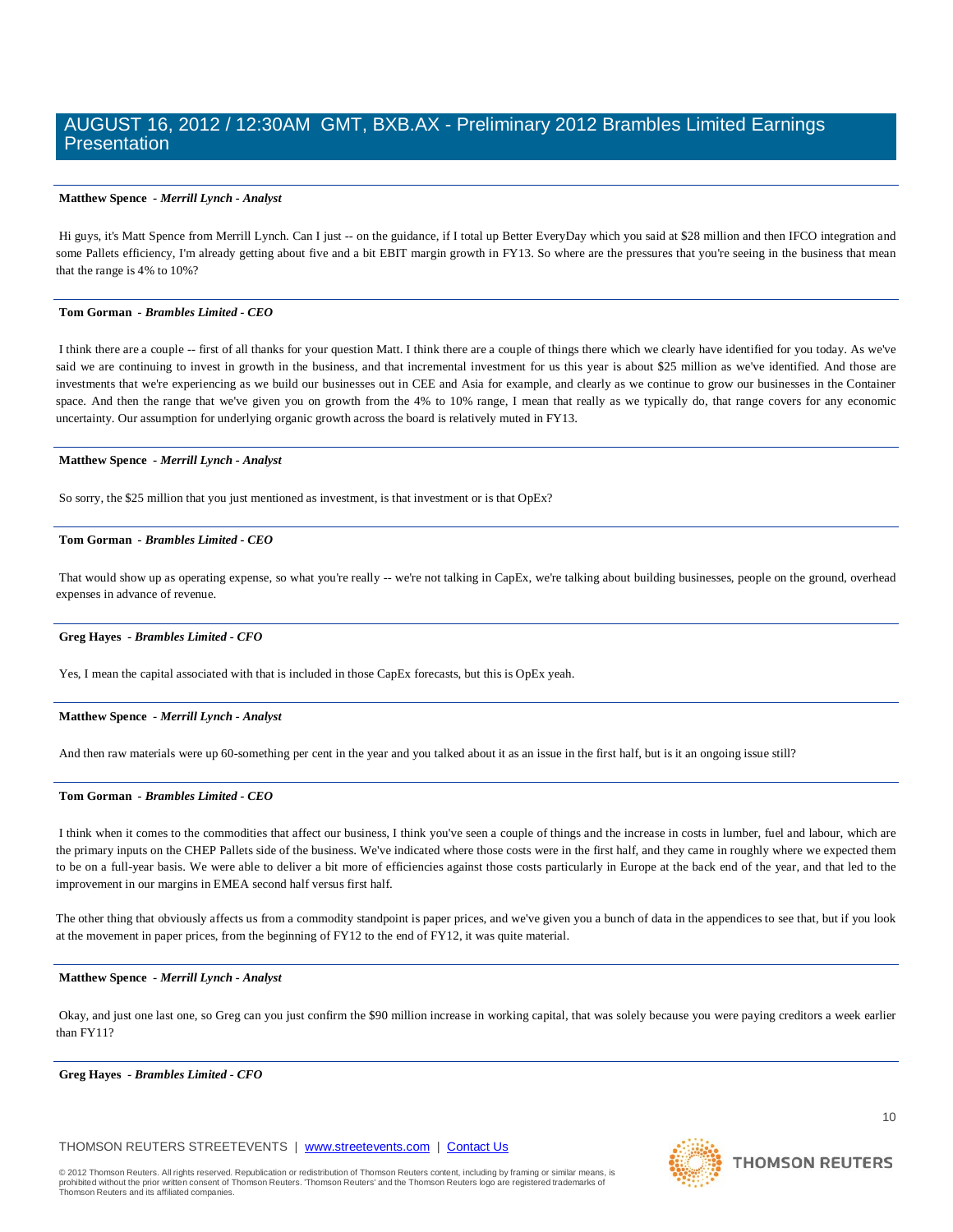**Matthew Spence** *- Merrill Lynch - Analyst*

Hi guys, it's Matt Spence from Merrill Lynch. Can I just -- on the guidance, if I total up Better EveryDay which you said at $28 million and then IFCO integration and some Pallets efficiency, I'm already getting about five and a bit EBIT margin growth in FY13. So where are the pressures that you're seeing in the business that mean that the range is 4% to 10%?

**Tom Gorman** *- Brambles Limited - CEO*

I think there are a couple -- first of all thanks for your question Matt. I think there are a couple of things there which we clearly have identified for you today. As we've said we are continuing to invest in growth in the business, and that incremental investment for us this year is about $25 million as we've identified. And those are investments that we're experiencing as we build our businesses out in CEE and Asia for example, and clearly as we continue to grow our businesses in the Container space. And then the range that we've given you on growth from the 4% to 10% range, I mean that really as we typically do, that range covers for any economic uncertainty. Our assumption for underlying organic growth across the board is relatively muted in FY13.

**Matthew Spence** *- Merrill Lynch - Analyst*

So sorry, the $25 million that you just mentioned as investment, is that investment or is that OpEx?

**Tom Gorman** *- Brambles Limited - CEO*

That would show up as operating expense, so what you're really -- we're not talking in CapEx, we're talking about building businesses, people on the ground, overhead expenses in advance of revenue.

**Greg Hayes** *- Brambles Limited - CFO*

Yes, I mean the capital associated with that is included in those CapEx forecasts, but this is OpEx yeah.

**Matthew Spence** *- Merrill Lynch - Analyst*

And then raw materials were up 60-something per cent in the year and you talked about it as an issue in the first half, but is it an ongoing issue still?

**Tom Gorman** *- Brambles Limited - CEO*

I think when it comes to the commodities that affect our business, I think you've seen a couple of things and the increase in costs in lumber, fuel and labour, which are the primary inputs on the CHEP Pallets side of the business. We've indicated where those costs were in the first half, and they came in roughly where we expected them to be on a full-year basis. We were able to deliver a bit more of efficiencies against those costs particularly in Europe at the back end of the year, and that led to the improvement in our margins in EMEA second half versus first half.

The other thing that obviously affects us from a commodity standpoint is paper prices, and we've given you a bunch of data in the appendices to see that, but if you look at the movement in paper prices, from the beginning of FY12 to the end of FY12, it was quite material.

**Matthew Spence** *- Merrill Lynch - Analyst*

Okay, and just one last one, so Greg can you just confirm the $90 million increase in working capital, that was solely because you were paying creditors a week earlier than FY11?

**Greg Hayes** *- Brambles Limited - CFO*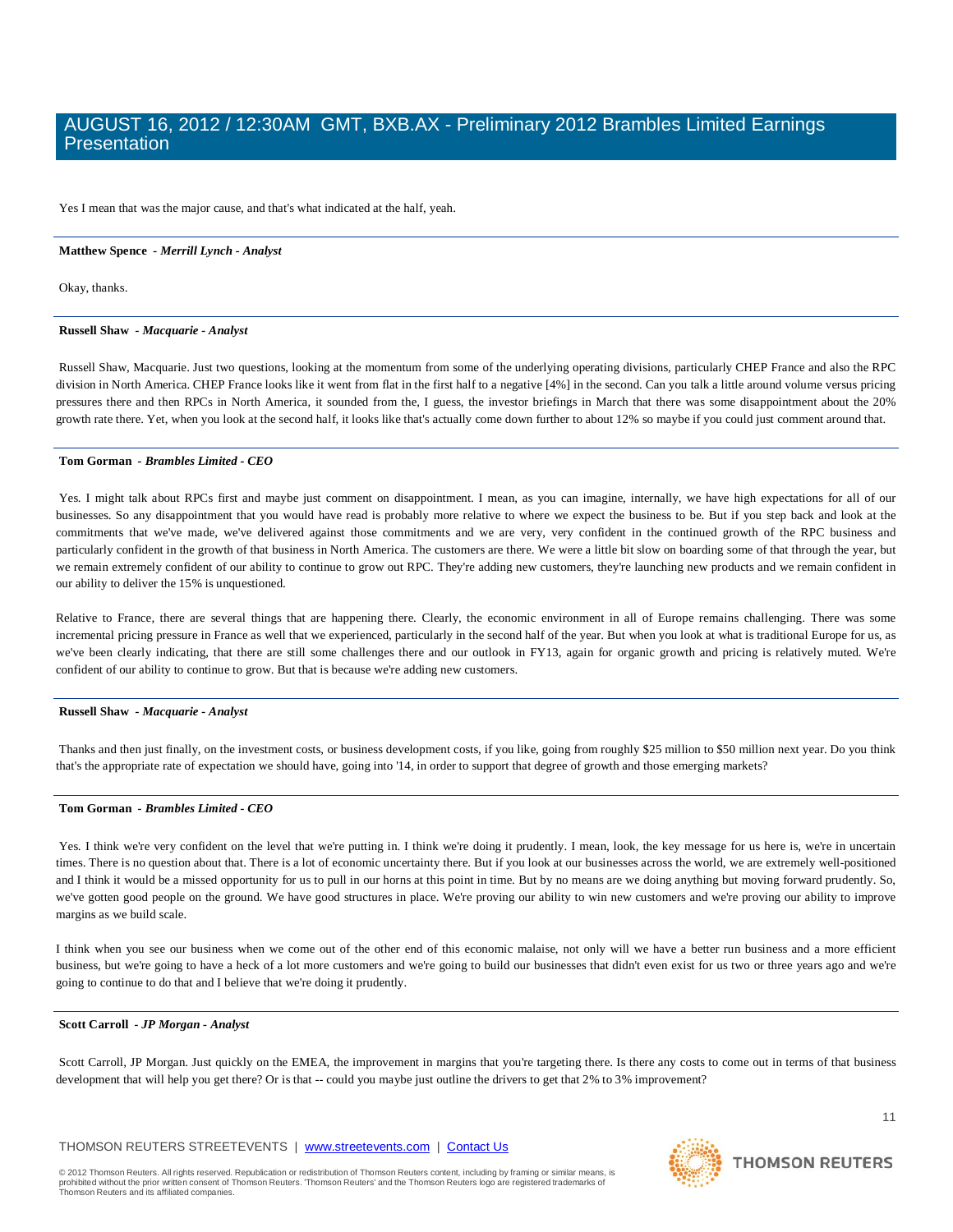Yes I mean that was the major cause, and that's what indicated at the half, yeah.

---

**Matthew Spence** - *Merrill Lynch - Analyst*

Okay, thanks.

---

**Russell Shaw** - *Macquarie - Analyst*

Russell Shaw, Macquarie. Just two questions, looking at the momentum from some of the underlying operating divisions, particularly CHEP France and also the RPC division in North America. CHEP France looks like it went from flat in the first half to a negative [4%] in the second. Can you talk a little around volume versus pricing pressures there and then RPCs in North America, it sounded from the, I guess, the investor briefings in March that there was some disappointment about the 20% growth rate there. Yet, when you look at the second half, it looks like that's actually come down further to about 12% so maybe if you could just comment around that.

---

**Tom Gorman** - *Brambles Limited - CEO*

Yes. I might talk about RPCs first and maybe just comment on disappointment. I mean, as you can imagine, internally, we have high expectations for all of our businesses. So any disappointment that you would have read is probably more relative to where we expect the business to be. But if you step back and look at the commitments that we've made, we've delivered against those commitments and we are very, very confident in the continued growth of the RPC business and particularly confident in the growth of that business in North America. The customers are there. We were a little bit slow on boarding some of that through the year, but we remain extremely confident of our ability to continue to grow out RPC. They're adding new customers, they're launching new products and we remain confident in our ability to deliver the 15% is unquestioned.

Relative to France, there are several things that are happening there. Clearly, the economic environment in all of Europe remains challenging. There was some incremental pricing pressure in France as well that we experienced, particularly in the second half of the year. But when you look at what is traditional Europe for us, as we've been clearly indicating, that there are still some challenges there and our outlook in FY13, again for organic growth and pricing is relatively muted. We're confident of our ability to continue to grow. But that is because we're adding new customers.

---

**Russell Shaw** - *Macquarie - Analyst*

Thanks and then just finally, on the investment costs, or business development costs, if you like, going from roughly $25 million to $50 million next year. Do you think that's the appropriate rate of expectation we should have, going into '14, in order to support that degree of growth and those emerging markets?

---

**Tom Gorman** - *Brambles Limited - CEO*

Yes. I think we're very confident on the level that we're putting in. I think we're doing it prudently. I mean, look, the key message for us here is, we're in uncertain times. There is no question about that. There is a lot of economic uncertainty there. But if you look at our businesses across the world, we are extremely well-positioned and I think it would be a missed opportunity for us to pull in our horns at this point in time. But by no means are we doing anything but moving forward prudently. So, we've gotten good people on the ground. We have good structures in place. We're proving our ability to win new customers and we're proving our ability to improve margins as we build scale.

I think when you see our business when we come out of the other end of this economic malaise, not only will we have a better run business and a more efficient business, but we're going to have a heck of a lot more customers and we're going to build our businesses that didn't even exist for us two or three years ago and we're going to continue to do that and I believe that we're doing it prudently.

---

**Scott Carroll** - *JP Morgan - Analyst*

Scott Carroll, JP Morgan. Just quickly on the EMEA, the improvement in margins that you're targeting there. Is there any costs to come out in terms of that business development that will help you get there? Or is that -- could you maybe just outline the drivers to get that 2% to 3% improvement?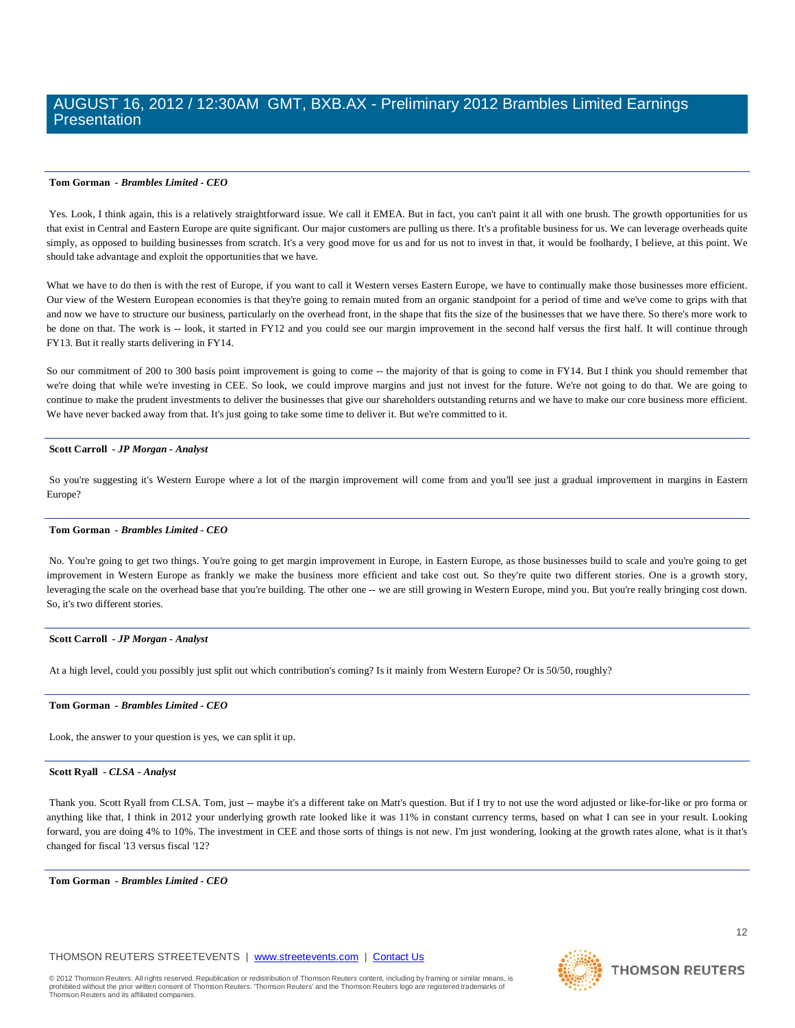**Tom Gorman** - ***Brambles Limited - CEO***

Yes. Look, I think again, this is a relatively straightforward issue. We call it EMEA. But in fact, you can't paint it all with one brush. The growth opportunities for us that exist in Central and Eastern Europe are quite significant. Our major customers are pulling us there. It's a profitable business for us. We can leverage overheads quite simply, as opposed to building businesses from scratch. It's a very good move for us and for us not to invest in that, it would be foolhardy, I believe, at this point. We should take advantage and exploit the opportunities that we have.

What we have to do then is with the rest of Europe, if you want to call it Western verses Eastern Europe, we have to continually make those businesses more efficient. Our view of the Western European economies is that they're going to remain muted from an organic standpoint for a period of time and we've come to grips with that and now we have to structure our business, particularly on the overhead front, in the shape that fits the size of the businesses that we have there. So there's more work to be done on that. The work is -- look, it started in FY12 and you could see our margin improvement in the second half versus the first half. It will continue through FY13. But it really starts delivering in FY14.

So our commitment of 200 to 300 basis point improvement is going to come -- the majority of that is going to come in FY14. But I think you should remember that we're doing that while we're investing in CEE. So look, we could improve margins and just not invest for the future. We're not going to do that. We are going to continue to make the prudent investments to deliver the businesses that give our shareholders outstanding returns and we have to make our core business more efficient. We have never backed away from that. It's just going to take some time to deliver it. But we're committed to it.

---

**Scott Carroll** - ***JP Morgan - Analyst***

So you're suggesting it's Western Europe where a lot of the margin improvement will come from and you'll see just a gradual improvement in margins in Eastern Europe?

---

**Tom Gorman** - ***Brambles Limited - CEO***

No. You're going to get two things. You're going to get margin improvement in Europe, in Eastern Europe, as those businesses build to scale and you're going to get improvement in Western Europe as frankly we make the business more efficient and take cost out. So they're quite two different stories. One is a growth story, leveraging the scale on the overhead base that you're building. The other one -- we are still growing in Western Europe, mind you. But you're really bringing cost down. So, it's two different stories.

---

**Scott Carroll** - ***JP Morgan - Analyst***

At a high level, could you possibly just split out which contribution's coming? Is it mainly from Western Europe? Or is 50/50, roughly?

---

**Tom Gorman** - ***Brambles Limited - CEO***

Look, the answer to your question is yes, we can split it up.

---

**Scott Ryall** - ***CLSA - Analyst***

Thank you. Scott Ryall from CLSA. Tom, just -- maybe it's a different take on Matt's question. But if I try to not use the word adjusted or like-for-like or pro forma or anything like that, I think in 2012 your underlying growth rate looked like it was 11% in constant currency terms, based on what I can see in your result. Looking forward, you are doing 4% to 10%. The investment in CEE and those sorts of things is not new. I'm just wondering, looking at the growth rates alone, what is it that's changed for fiscal '13 versus fiscal '12?

---

**Tom Gorman** - ***Brambles Limited - CEO***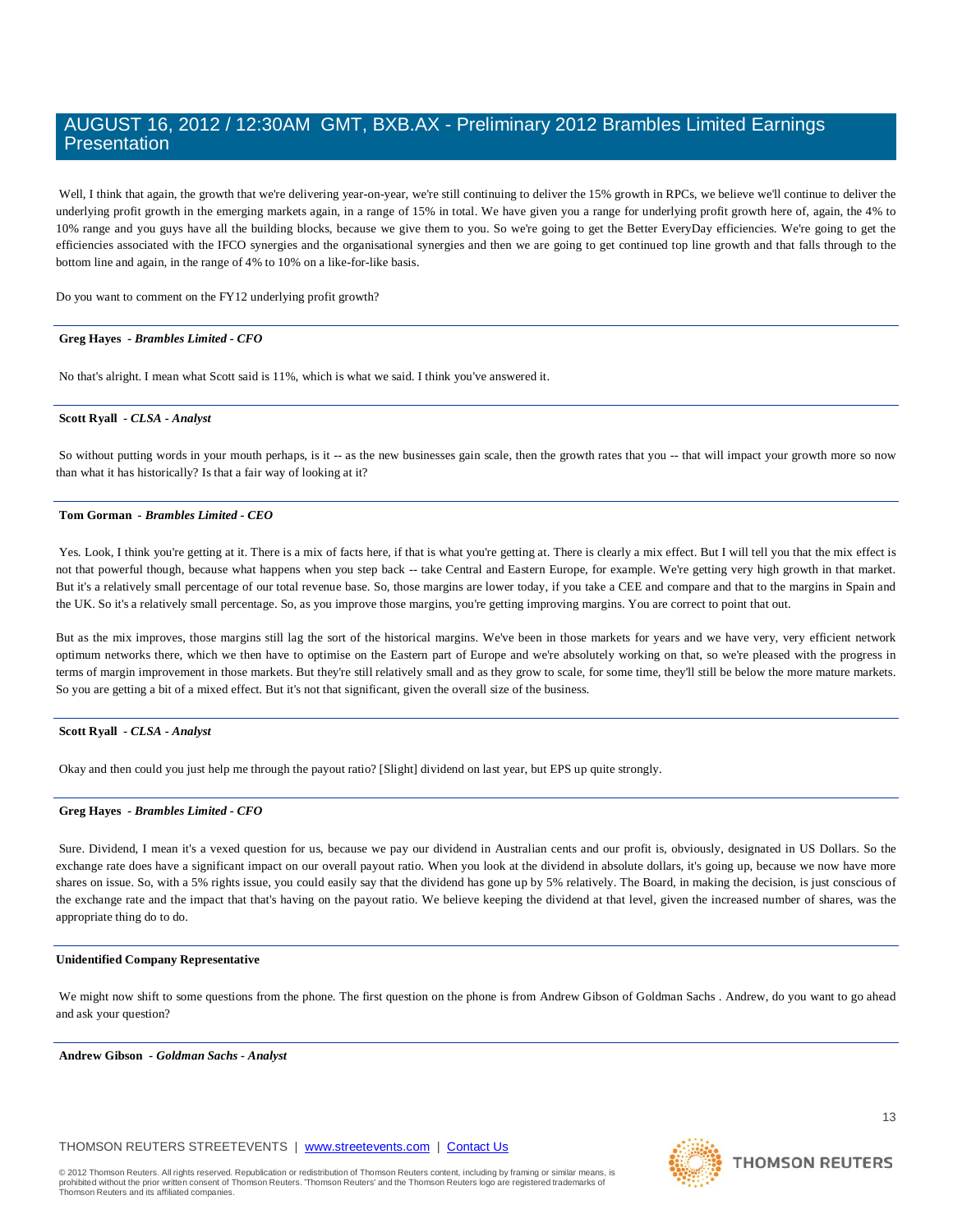Well, I think that again, the growth that we're delivering year-on-year, we're still continuing to deliver the 15% growth in RPCs, we believe we'll continue to deliver the underlying profit growth in the emerging markets again, in a range of 15% in total. We have given you a range for underlying profit growth here of, again, the 4% to 10% range and you guys have all the building blocks, because we give them to you. So we're going to get the Better EveryDay efficiencies. We're going to get the efficiencies associated with the IFCO synergies and the organisational synergies and then we are going to get continued top line growth and that falls through to the bottom line and again, in the range of 4% to 10% on a like-for-like basis.

Do you want to comment on the FY12 underlying profit growth?

---

**Greg Hayes** - ***Brambles Limited - CFO***

No that's alright. I mean what Scott said is 11%, which is what we said. I think you've answered it.

---

**Scott Ryall** - ***CLSA - Analyst***

So without putting words in your mouth perhaps, is it -- as the new businesses gain scale, then the growth rates that you -- that will impact your growth more so now than what it has historically? Is that a fair way of looking at it?

---

**Tom Gorman** - ***Brambles Limited - CEO***

Yes. Look, I think you're getting at it. There is a mix of facts here, if that is what you're getting at. There is clearly a mix effect. But I will tell you that the mix effect is not that powerful though, because what happens when you step back -- take Central and Eastern Europe, for example. We're getting very high growth in that market. But it's a relatively small percentage of our total revenue base. So, those margins are lower today, if you take a CEE and compare and that to the margins in Spain and the UK. So it's a relatively small percentage. So, as you improve those margins, you're getting improving margins. You are correct to point that out.

But as the mix improves, those margins still lag the sort of the historical margins. We've been in those markets for years and we have very, very efficient network optimum networks there, which we then have to optimise on the Eastern part of Europe and we're absolutely working on that, so we're pleased with the progress in terms of margin improvement in those markets. But they're still relatively small and as they grow to scale, for some time, they'll still be below the more mature markets. So you are getting a bit of a mixed effect. But it's not that significant, given the overall size of the business.

---

**Scott Ryall** - ***CLSA - Analyst***

Okay and then could you just help me through the payout ratio? [Slight] dividend on last year, but EPS up quite strongly.

---

**Greg Hayes** - ***Brambles Limited - CFO***

Sure. Dividend, I mean it's a vexed question for us, because we pay our dividend in Australian cents and our profit is, obviously, designated in US Dollars. So the exchange rate does have a significant impact on our overall payout ratio. When you look at the dividend in absolute dollars, it's going up, because we now have more shares on issue. So, with a 5% rights issue, you could easily say that the dividend has gone up by 5% relatively. The Board, in making the decision, is just conscious of the exchange rate and the impact that that's having on the payout ratio. We believe keeping the dividend at that level, given the increased number of shares, was the appropriate thing do to do.

---

**Unidentified Company Representative**

We might now shift to some questions from the phone. The first question on the phone is from Andrew Gibson of Goldman Sachs . Andrew, do you want to go ahead and ask your question?

---

**Andrew Gibson** - ***Goldman Sachs - Analyst***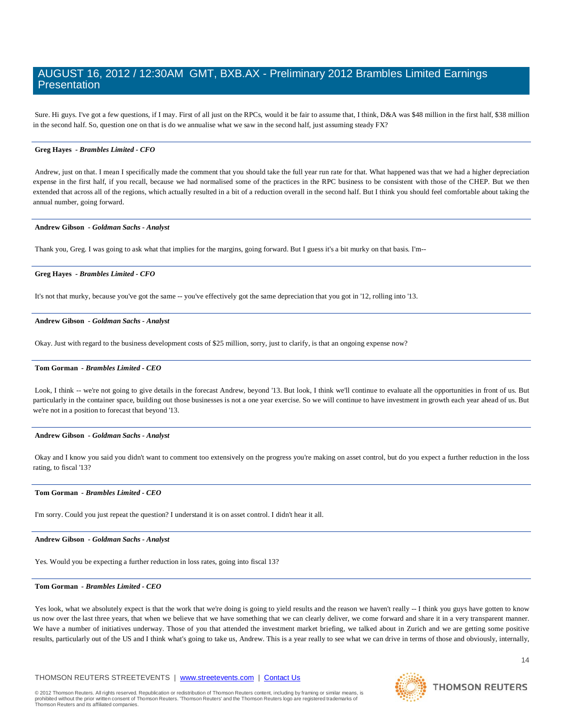Sure. Hi guys. I've got a few questions, if I may. First of all just on the RPCs, would it be fair to assume that, I think, D&A was $48 million in the first half, $38 million in the second half. So, question one on that is do we annualise what we saw in the second half, just assuming steady FX?

**Greg Hayes** *- Brambles Limited - CFO*

Andrew, just on that. I mean I specifically made the comment that you should take the full year run rate for that. What happened was that we had a higher depreciation expense in the first half, if you recall, because we had normalised some of the practices in the RPC business to be consistent with those of the CHEP. But we then extended that across all of the regions, which actually resulted in a bit of a reduction overall in the second half. But I think you should feel comfortable about taking the annual number, going forward.

**Andrew Gibson** *- Goldman Sachs - Analyst*

Thank you, Greg. I was going to ask what that implies for the margins, going forward. But I guess it's a bit murky on that basis. I'm--

**Greg Hayes** *- Brambles Limited - CFO*

It's not that murky, because you've got the same -- you've effectively got the same depreciation that you got in '12, rolling into '13.

**Andrew Gibson** *- Goldman Sachs - Analyst*

Okay. Just with regard to the business development costs of $25 million, sorry, just to clarify, is that an ongoing expense now?

**Tom Gorman** *- Brambles Limited - CEO*

Look, I think -- we're not going to give details in the forecast Andrew, beyond '13. But look, I think we'll continue to evaluate all the opportunities in front of us. But particularly in the container space, building out those businesses is not a one year exercise. So we will continue to have investment in growth each year ahead of us. But we're not in a position to forecast that beyond '13.

**Andrew Gibson** *- Goldman Sachs - Analyst*

Okay and I know you said you didn't want to comment too extensively on the progress you're making on asset control, but do you expect a further reduction in the loss rating, to fiscal '13?

**Tom Gorman** *- Brambles Limited - CEO*

I'm sorry. Could you just repeat the question? I understand it is on asset control. I didn't hear it all.

**Andrew Gibson** *- Goldman Sachs - Analyst*

Yes. Would you be expecting a further reduction in loss rates, going into fiscal 13?

**Tom Gorman** *- Brambles Limited - CEO*

Yes look, what we absolutely expect is that the work that we're doing is going to yield results and the reason we haven't really -- I think you guys have gotten to know us now over the last three years, that when we believe that we have something that we can clearly deliver, we come forward and share it in a very transparent manner. We have a number of initiatives underway. Those of you that attended the investment market briefing, we talked about in Zurich and we are getting some positive results, particularly out of the US and I think what's going to take us, Andrew. This is a year really to see what we can drive in terms of those and obviously, internally,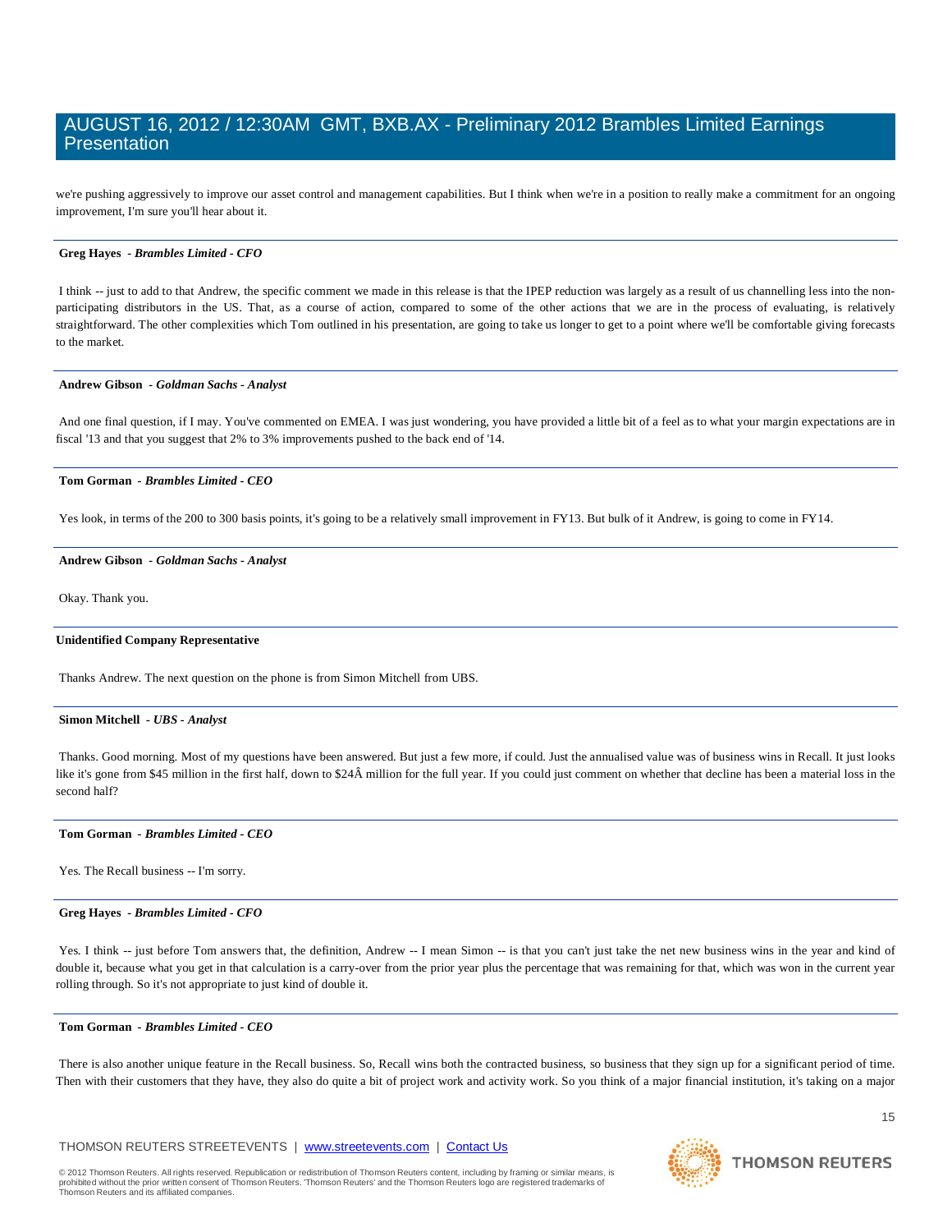we're pushing aggressively to improve our asset control and management capabilities. But I think when we're in a position to really make a commitment for an ongoing improvement, I'm sure you'll hear about it.

---

**Greg Hayes** *- Brambles Limited - CFO*

I think -- just to add to that Andrew, the specific comment we made in this release is that the IPEP reduction was largely as a result of us channelling less into the non-participating distributors in the US. That, as a course of action, compared to some of the other actions that we are in the process of evaluating, is relatively straightforward. The other complexities which Tom outlined in his presentation, are going to take us longer to get to a point where we'll be comfortable giving forecasts to the market.

---

**Andrew Gibson** *- Goldman Sachs - Analyst*

And one final question, if I may. You've commented on EMEA. I was just wondering, you have provided a little bit of a feel as to what your margin expectations are in fiscal '13 and that you suggest that 2% to 3% improvements pushed to the back end of '14.

---

**Tom Gorman** *- Brambles Limited - CEO*

Yes look, in terms of the 200 to 300 basis points, it's going to be a relatively small improvement in FY13. But bulk of it Andrew, is going to come in FY14.

---

**Andrew Gibson** *- Goldman Sachs - Analyst*

Okay. Thank you.

---

**Unidentified Company Representative**

Thanks Andrew. The next question on the phone is from Simon Mitchell from UBS.

---

**Simon Mitchell** *- UBS - Analyst*

Thanks. Good morning. Most of my questions have been answered. But just a few more, if could. Just the annualised value was of business wins in Recall. It just looks like it's gone from $45 million in the first half, down to $24Â million for the full year. If you could just comment on whether that decline has been a material loss in the second half?

---

**Tom Gorman** *- Brambles Limited - CEO*

Yes. The Recall business -- I'm sorry.

---

**Greg Hayes** *- Brambles Limited - CFO*

Yes. I think -- just before Tom answers that, the definition, Andrew -- I mean Simon -- is that you can't just take the net new business wins in the year and kind of double it, because what you get in that calculation is a carry-over from the prior year plus the percentage that was remaining for that, which was won in the current year rolling through. So it's not appropriate to just kind of double it.

---

**Tom Gorman** *- Brambles Limited - CEO*

There is also another unique feature in the Recall business. So, Recall wins both the contracted business, so business that they sign up for a significant period of time. Then with their customers that they have, they also do quite a bit of project work and activity work. So you think of a major financial institution, it's taking on a major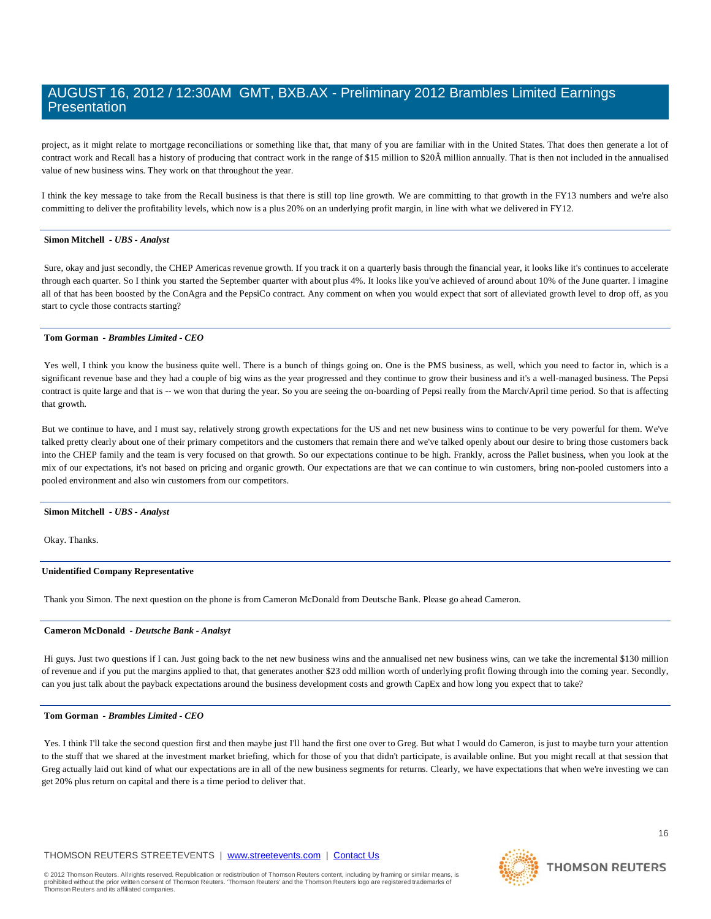project, as it might relate to mortgage reconciliations or something like that, that many of you are familiar with in the United States. That does then generate a lot of contract work and Recall has a history of producing that contract work in the range of $15 million to $20Â million annually. That is then not included in the annualised value of new business wins. They work on that throughout the year.

I think the key message to take from the Recall business is that there is still top line growth. We are committing to that growth in the FY13 numbers and we're also committing to deliver the profitability levels, which now is a plus 20% on an underlying profit margin, in line with what we delivered in FY12.

---

**Simon Mitchell** - *UBS - Analyst*

Sure, okay and just secondly, the CHEP Americas revenue growth. If you track it on a quarterly basis through the financial year, it looks like it's continues to accelerate through each quarter. So I think you started the September quarter with about plus 4%. It looks like you've achieved of around about 10% of the June quarter. I imagine all of that has been boosted by the ConAgra and the PepsiCo contract. Any comment on when you would expect that sort of alleviated growth level to drop off, as you start to cycle those contracts starting?

---

**Tom Gorman** - *Brambles Limited - CEO*

Yes well, I think you know the business quite well. There is a bunch of things going on. One is the PMS business, as well, which you need to factor in, which is a significant revenue base and they had a couple of big wins as the year progressed and they continue to grow their business and it's a well-managed business. The Pepsi contract is quite large and that is -- we won that during the year. So you are seeing the on-boarding of Pepsi really from the March/April time period. So that is affecting that growth.

But we continue to have, and I must say, relatively strong growth expectations for the US and net new business wins to continue to be very powerful for them. We've talked pretty clearly about one of their primary competitors and the customers that remain there and we've talked openly about our desire to bring those customers back into the CHEP family and the team is very focused on that growth. So our expectations continue to be high. Frankly, across the Pallet business, when you look at the mix of our expectations, it's not based on pricing and organic growth. Our expectations are that we can continue to win customers, bring non-pooled customers into a pooled environment and also win customers from our competitors.

---

**Simon Mitchell** - *UBS - Analyst*

Okay. Thanks.

---

**Unidentified Company Representative**

Thank you Simon. The next question on the phone is from Cameron McDonald from Deutsche Bank. Please go ahead Cameron.

---

**Cameron McDonald** - *Deutsche Bank - Analsyt*

Hi guys. Just two questions if I can. Just going back to the net new business wins and the annualised net new business wins, can we take the incremental $130 million of revenue and if you put the margins applied to that, that generates another $23 odd million worth of underlying profit flowing through into the coming year. Secondly, can you just talk about the payback expectations around the business development costs and growth CapEx and how long you expect that to take?

---

**Tom Gorman** - *Brambles Limited - CEO*

Yes. I think I'll take the second question first and then maybe just I'll hand the first one over to Greg. But what I would do Cameron, is just to maybe turn your attention to the stuff that we shared at the investment market briefing, which for those of you that didn't participate, is available online. But you might recall at that session that Greg actually laid out kind of what our expectations are in all of the new business segments for returns. Clearly, we have expectations that when we're investing we can get 20% plus return on capital and there is a time period to deliver that.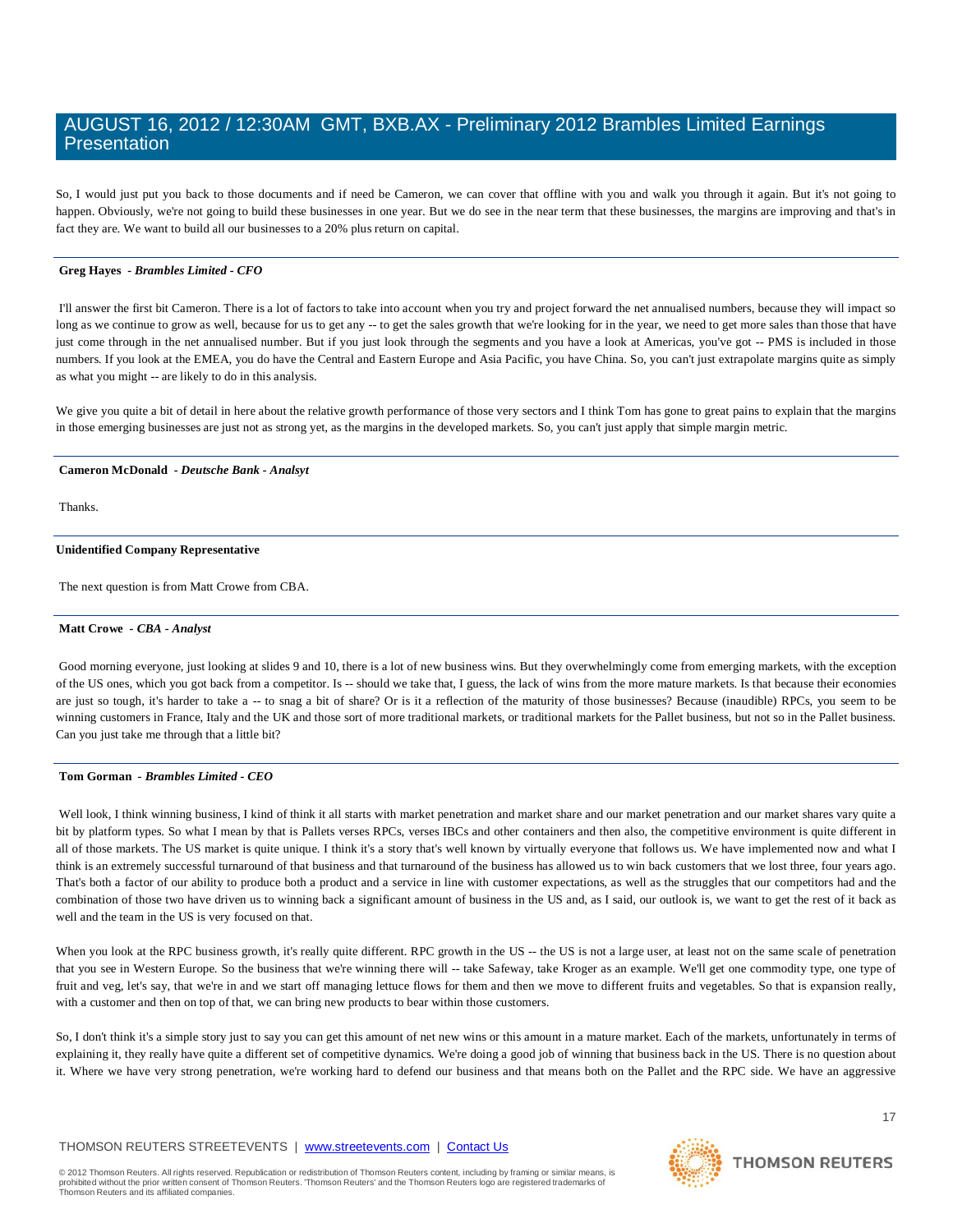So, I would just put you back to those documents and if need be Cameron, we can cover that offline with you and walk you through it again. But it's not going to happen. Obviously, we're not going to build these businesses in one year. But we do see in the near term that these businesses, the margins are improving and that's in fact they are. We want to build all our businesses to a 20% plus return on capital.

---

**Greg Hayes** *- Brambles Limited - CFO*

I'll answer the first bit Cameron. There is a lot of factors to take into account when you try and project forward the net annualised numbers, because they will impact so long as we continue to grow as well, because for us to get any -- to get the sales growth that we're looking for in the year, we need to get more sales than those that have just come through in the net annualised number. But if you just look through the segments and you have a look at Americas, you've got -- PMS is included in those numbers. If you look at the EMEA, you do have the Central and Eastern Europe and Asia Pacific, you have China. So, you can't just extrapolate margins quite as simply as what you might -- are likely to do in this analysis.

We give you quite a bit of detail in here about the relative growth performance of those very sectors and I think Tom has gone to great pains to explain that the margins in those emerging businesses are just not as strong yet, as the margins in the developed markets. So, you can't just apply that simple margin metric.

---

**Cameron McDonald** *- Deutsche Bank - Analsyt*

Thanks.

---

**Unidentified Company Representative**

The next question is from Matt Crowe from CBA.

---

**Matt Crowe** *- CBA - Analyst*

Good morning everyone, just looking at slides 9 and 10, there is a lot of new business wins. But they overwhelmingly come from emerging markets, with the exception of the US ones, which you got back from a competitor. Is -- should we take that, I guess, the lack of wins from the more mature markets. Is that because their economies are just so tough, it's harder to take a -- to snag a bit of share? Or is it a reflection of the maturity of those businesses? Because (inaudible) RPCs, you seem to be winning customers in France, Italy and the UK and those sort of more traditional markets, or traditional markets for the Pallet business, but not so in the Pallet business. Can you just take me through that a little bit?

---

**Tom Gorman** *- Brambles Limited - CEO*

Well look, I think winning business, I kind of think it all starts with market penetration and market share and our market penetration and our market shares vary quite a bit by platform types. So what I mean by that is Pallets verses RPCs, verses IBCs and other containers and then also, the competitive environment is quite different in all of those markets. The US market is quite unique. I think it's a story that's well known by virtually everyone that follows us. We have implemented now and what I think is an extremely successful turnaround of that business and that turnaround of the business has allowed us to win back customers that we lost three, four years ago. That's both a factor of our ability to produce both a product and a service in line with customer expectations, as well as the struggles that our competitors had and the combination of those two have driven us to winning back a significant amount of business in the US and, as I said, our outlook is, we want to get the rest of it back as well and the team in the US is very focused on that.

When you look at the RPC business growth, it's really quite different. RPC growth in the US -- the US is not a large user, at least not on the same scale of penetration that you see in Western Europe. So the business that we're winning there will -- take Safeway, take Kroger as an example. We'll get one commodity type, one type of fruit and veg, let's say, that we're in and we start off managing lettuce flows for them and then we move to different fruits and vegetables. So that is expansion really, with a customer and then on top of that, we can bring new products to bear within those customers.

So, I don't think it's a simple story just to say you can get this amount of net new wins or this amount in a mature market. Each of the markets, unfortunately in terms of explaining it, they really have quite a different set of competitive dynamics. We're doing a good job of winning that business back in the US. There is no question about it. Where we have very strong penetration, we're working hard to defend our business and that means both on the Pallet and the RPC side. We have an aggressive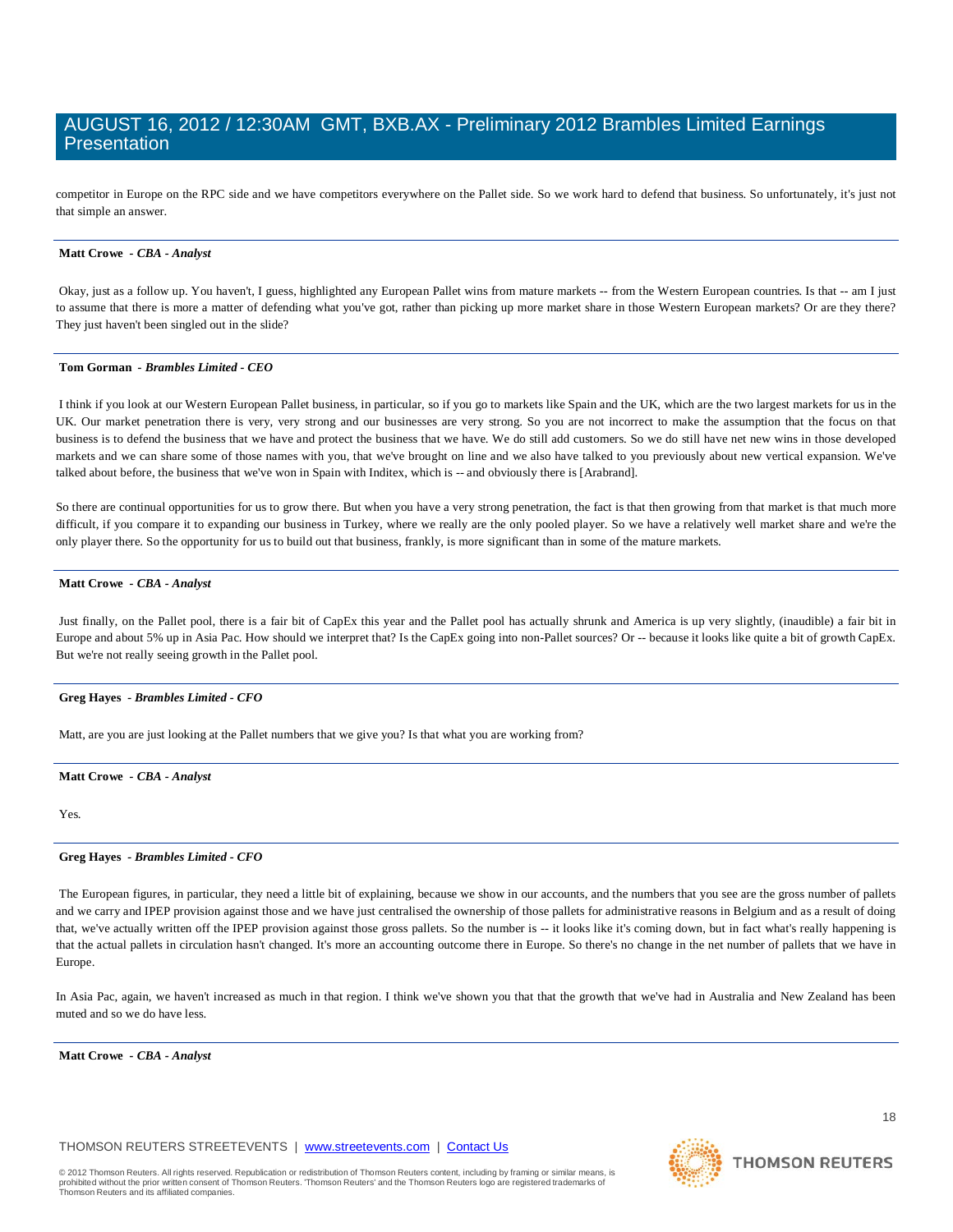competitor in Europe on the RPC side and we have competitors everywhere on the Pallet side. So we work hard to defend that business. So unfortunately, it's just not that simple an answer.

---

**Matt Crowe** - ***CBA - Analyst***

Okay, just as a follow up. You haven't, I guess, highlighted any European Pallet wins from mature markets -- from the Western European countries. Is that -- am I just to assume that there is more a matter of defending what you've got, rather than picking up more market share in those Western European markets? Or are they there? They just haven't been singled out in the slide?

---

**Tom Gorman** - ***Brambles Limited - CEO***

I think if you look at our Western European Pallet business, in particular, so if you go to markets like Spain and the UK, which are the two largest markets for us in the UK. Our market penetration there is very, very strong and our businesses are very strong. So you are not incorrect to make the assumption that the focus on that business is to defend the business that we have and protect the business that we have. We do still add customers. So we do still have net new wins in those developed markets and we can share some of those names with you, that we've brought on line and we also have talked to you previously about new vertical expansion. We've talked about before, the business that we've won in Spain with Inditex, which is -- and obviously there is [Arabrand].

So there are continual opportunities for us to grow there. But when you have a very strong penetration, the fact is that then growing from that market is that much more difficult, if you compare it to expanding our business in Turkey, where we really are the only pooled player. So we have a relatively well market share and we're the only player there. So the opportunity for us to build out that business, frankly, is more significant than in some of the mature markets.

---

**Matt Crowe** - ***CBA - Analyst***

Just finally, on the Pallet pool, there is a fair bit of CapEx this year and the Pallet pool has actually shrunk and America is up very slightly, (inaudible) a fair bit in Europe and about 5% up in Asia Pac. How should we interpret that? Is the CapEx going into non-Pallet sources? Or -- because it looks like quite a bit of growth CapEx. But we're not really seeing growth in the Pallet pool.

---

**Greg Hayes** - ***Brambles Limited - CFO***

Matt, are you are just looking at the Pallet numbers that we give you? Is that what you are working from?

---

**Matt Crowe** - ***CBA - Analyst***

Yes.

---

**Greg Hayes** - ***Brambles Limited - CFO***

The European figures, in particular, they need a little bit of explaining, because we show in our accounts, and the numbers that you see are the gross number of pallets and we carry and IPEP provision against those and we have just centralised the ownership of those pallets for administrative reasons in Belgium and as a result of doing that, we've actually written off the IPEP provision against those gross pallets. So the number is -- it looks like it's coming down, but in fact what's really happening is that the actual pallets in circulation hasn't changed. It's more an accounting outcome there in Europe. So there's no change in the net number of pallets that we have in Europe.

In Asia Pac, again, we haven't increased as much in that region. I think we've shown you that that the growth that we've had in Australia and New Zealand has been muted and so we do have less.

---

**Matt Crowe** - ***CBA - Analyst***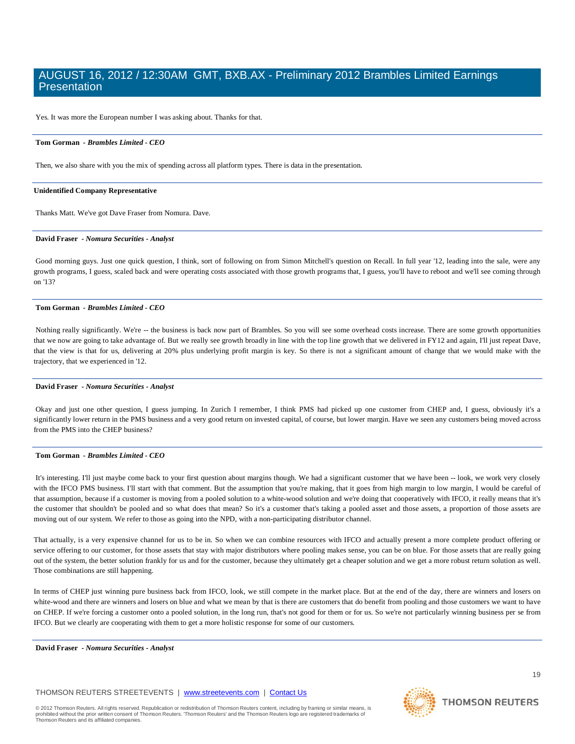Yes. It was more the European number I was asking about. Thanks for that.

---

**Tom Gorman** - ***Brambles Limited - CEO***

Then, we also share with you the mix of spending across all platform types. There is data in the presentation.

---

**Unidentified Company Representative**

Thanks Matt. We've got Dave Fraser from Nomura. Dave.

---

**David Fraser** - ***Nomura Securities - Analyst***

Good morning guys. Just one quick question, I think, sort of following on from Simon Mitchell's question on Recall. In full year '12, leading into the sale, were any growth programs, I guess, scaled back and were operating costs associated with those growth programs that, I guess, you'll have to reboot and we'll see coming through on '13?

---

**Tom Gorman** - ***Brambles Limited - CEO***

Nothing really significantly. We're -- the business is back now part of Brambles. So you will see some overhead costs increase. There are some growth opportunities that we now are going to take advantage of. But we really see growth broadly in line with the top line growth that we delivered in FY12 and again, I'll just repeat Dave, that the view is that for us, delivering at 20% plus underlying profit margin is key. So there is not a significant amount of change that we would make with the trajectory, that we experienced in '12.

---

**David Fraser** - ***Nomura Securities - Analyst***

Okay and just one other question, I guess jumping. In Zurich I remember, I think PMS had picked up one customer from CHEP and, I guess, obviously it's a significantly lower return in the PMS business and a very good return on invested capital, of course, but lower margin. Have we seen any customers being moved across from the PMS into the CHEP business?

---

**Tom Gorman** - ***Brambles Limited - CEO***

It's interesting. I'll just maybe come back to your first question about margins though. We had a significant customer that we have been -- look, we work very closely with the IFCO PMS business. I'll start with that comment. But the assumption that you're making, that it goes from high margin to low margin, I would be careful of that assumption, because if a customer is moving from a pooled solution to a white-wood solution and we're doing that cooperatively with IFCO, it really means that it's the customer that shouldn't be pooled and so what does that mean? So it's a customer that's taking a pooled asset and those assets, a proportion of those assets are moving out of our system. We refer to those as going into the NPD, with a non-participating distributor channel.

That actually, is a very expensive channel for us to be in. So when we can combine resources with IFCO and actually present a more complete product offering or service offering to our customer, for those assets that stay with major distributors where pooling makes sense, you can be on blue. For those assets that are really going out of the system, the better solution frankly for us and for the customer, because they ultimately get a cheaper solution and we get a more robust return solution as well. Those combinations are still happening.

In terms of CHEP just winning pure business back from IFCO, look, we still compete in the market place. But at the end of the day, there are winners and losers on white-wood and there are winners and losers on blue and what we mean by that is there are customers that do benefit from pooling and those customers we want to have on CHEP. If we're forcing a customer onto a pooled solution, in the long run, that's not good for them or for us. So we're not particularly winning business per se from IFCO. But we clearly are cooperating with them to get a more holistic response for some of our customers.

---

**David Fraser** - ***Nomura Securities - Analyst***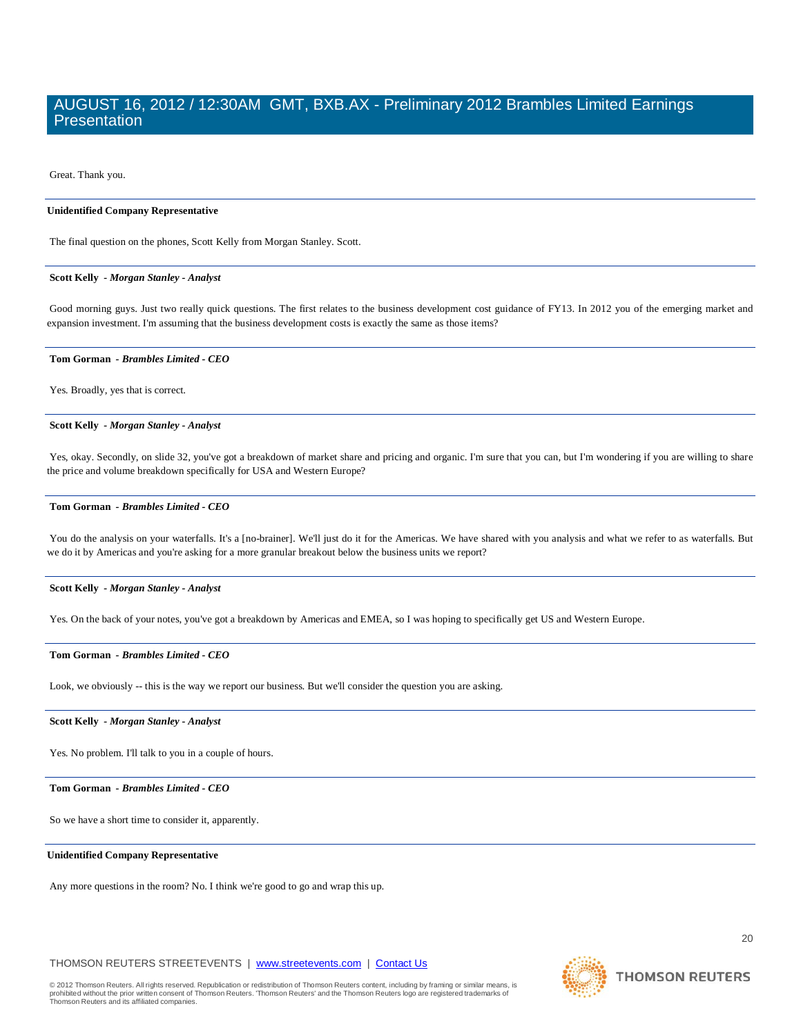Great. Thank you.

---

**Unidentified Company Representative**

The final question on the phones, Scott Kelly from Morgan Stanley. Scott.

---

**Scott Kelly** *- Morgan Stanley - Analyst*

Good morning guys. Just two really quick questions. The first relates to the business development cost guidance of FY13. In 2012 you of the emerging market and expansion investment. I'm assuming that the business development costs is exactly the same as those items?

---

**Tom Gorman** *- Brambles Limited - CEO*

Yes. Broadly, yes that is correct.

---

**Scott Kelly** *- Morgan Stanley - Analyst*

Yes, okay. Secondly, on slide 32, you've got a breakdown of market share and pricing and organic. I'm sure that you can, but I'm wondering if you are willing to share the price and volume breakdown specifically for USA and Western Europe?

---

**Tom Gorman** *- Brambles Limited - CEO*

You do the analysis on your waterfalls. It's a [no-brainer]. We'll just do it for the Americas. We have shared with you analysis and what we refer to as waterfalls. But we do it by Americas and you're asking for a more granular breakout below the business units we report?

---

**Scott Kelly** *- Morgan Stanley - Analyst*

Yes. On the back of your notes, you've got a breakdown by Americas and EMEA, so I was hoping to specifically get US and Western Europe.

---

**Tom Gorman** *- Brambles Limited - CEO*

Look, we obviously -- this is the way we report our business. But we'll consider the question you are asking.

---

**Scott Kelly** *- Morgan Stanley - Analyst*

Yes. No problem. I'll talk to you in a couple of hours.

---

**Tom Gorman** *- Brambles Limited - CEO*

So we have a short time to consider it, apparently.

---

**Unidentified Company Representative**

Any more questions in the room? No. I think we're good to go and wrap this up.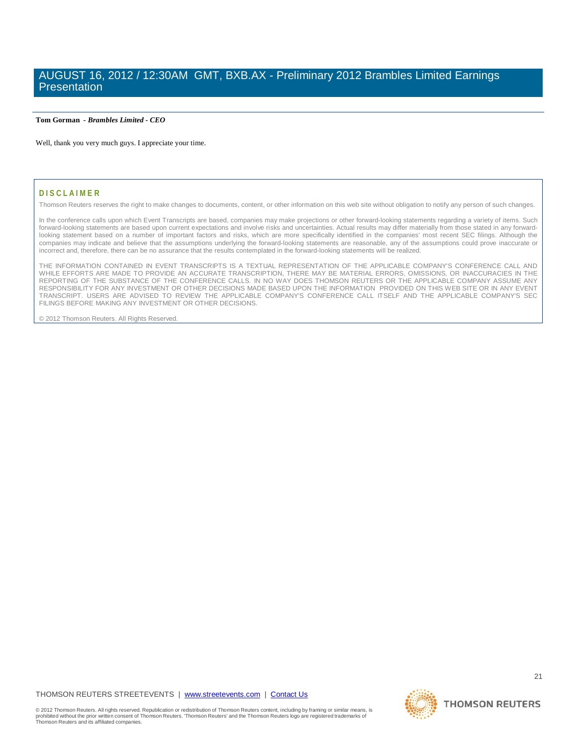**Tom Gorman** - ***Brambles Limited - CEO***

Well, thank you very much guys. I appreciate your time.

## DISCLAIMER

Thomson Reuters reserves the right to make changes to documents, content, or other information on this web site without obligation to notify any person of such changes.

In the conference calls upon which Event Transcripts are based, companies may make projections or other forward-looking statements regarding a variety of items. Such forward-looking statements are based upon current expectations and involve risks and uncertainties. Actual results may differ materially from those stated in any forward-looking statement based on a number of important factors and risks, which are more specifically identified in the companies' most recent SEC filings. Although the companies may indicate and believe that the assumptions underlying the forward-looking statements are reasonable, any of the assumptions could prove inaccurate or incorrect and, therefore, there can be no assurance that the results contemplated in the forward-looking statements will be realized.

THE INFORMATION CONTAINED IN EVENT TRANSCRIPTS IS A TEXTUAL REPRESENTATION OF THE APPLICABLE COMPANY'S CONFERENCE CALL AND WHILE EFFORTS ARE MADE TO PROVIDE AN ACCURATE TRANSCRIPTION, THERE MAY BE MATERIAL ERRORS, OMISSIONS, OR INACCURACIES IN THE REPORTING OF THE SUBSTANCE OF THE CONFERENCE CALLS. IN NO WAY DOES THOMSON REUTERS OR THE APPLICABLE COMPANY ASSUME ANY RESPONSIBILITY FOR ANY INVESTMENT OR OTHER DECISIONS MADE BASED UPON THE INFORMATION PROVIDED ON THIS WEB SITE OR IN ANY EVENT TRANSCRIPT. USERS ARE ADVISED TO REVIEW THE APPLICABLE COMPANY'S CONFERENCE CALL ITSELF AND THE APPLICABLE COMPANY'S SEC FILINGS BEFORE MAKING ANY INVESTMENT OR OTHER DECISIONS.

© 2012 Thomson Reuters. All Rights Reserved.